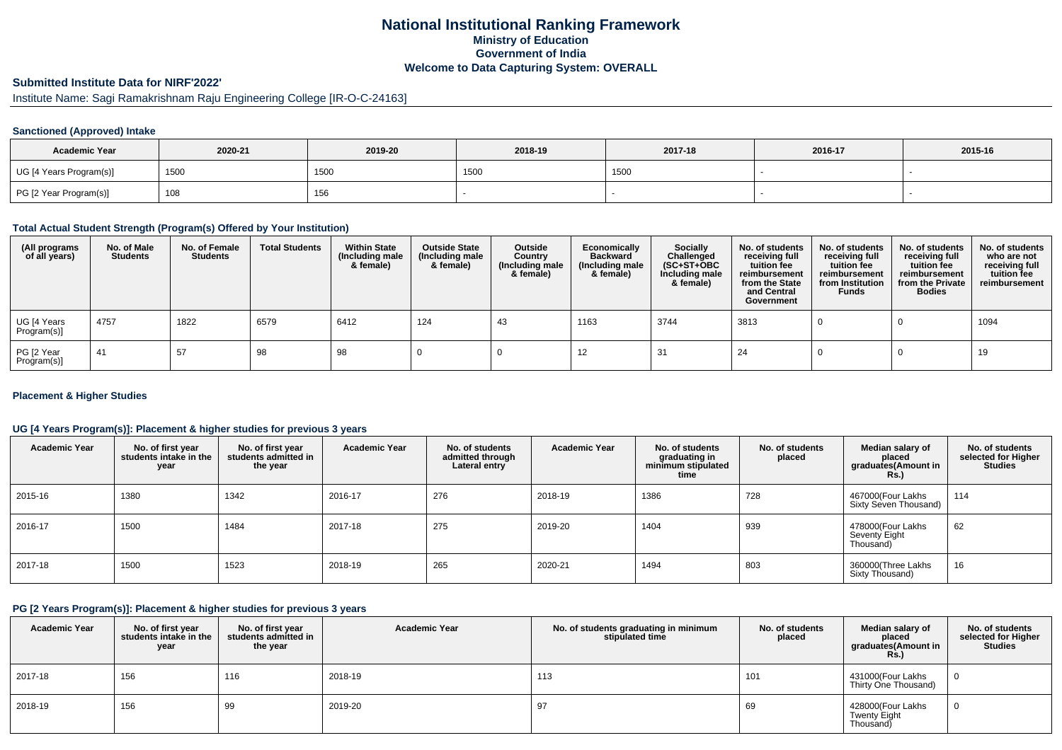# National Institutional Ranking Framework

## Ministry of Education

## Government of India

## Welcome to Data Capturing System: OVERALL

### Submitted Institute Data for NIRF'2022'

Institute Name: Sagi Ramakrishnam Raju Engineering College [IR-O-C-24163]

#### Sanctioned (Approved) Intake

| Academic Year | 2020-21 | 2019-20 | 2018-19 | 2017-18 | 2016-17 | 2015-16 |
|---|---|---|---|---|---|---|
| UG [4 Years Program(s)] | 1500 | 1500 | 1500 | 1500 | - | - |
| PG [2 Year Program(s)] | 108 | 156 | - | - | - | - |

#### Total Actual Student Strength (Program(s) Offered by Your Institution)

| (All programs of all years) | No. of Male Students | No. of Female Students | Total Students | Within State (Including male & female) | Outside State (Including male & female) | Outside Country (Including male & female) | Economically Backward (Including male & female) | Socially Challenged (SC+ST+OBC Including male & female) | No. of students receiving full tuition fee reimbursement from the State and Central Government | No. of students receiving full tuition fee reimbursement from Institution Funds | No. of students receiving full tuition fee reimbursement from the Private Bodies | No. of students who are not receiving full tuition fee reimbursement |
|---|---|---|---|---|---|---|---|---|---|---|---|---|
| UG [4 Years Program(s)] | 4757 | 1822 | 6579 | 6412 | 124 | 43 | 1163 | 3744 | 3813 | 0 | 0 | 1094 |
| PG [2 Year Program(s)] | 41 | 57 | 98 | 98 | 0 | 0 | 12 | 31 | 24 | 0 | 0 | 19 |

#### Placement & Higher Studies

#### UG [4 Years Program(s)]: Placement & higher studies for previous 3 years

| Academic Year | No. of first year students intake in the year | No. of first year students admitted in the year | Academic Year | No. of students admitted through Lateral entry | Academic Year | No. of students graduating in minimum stipulated time | No. of students placed | Median salary of placed graduates(Amount in Rs.) | No. of students selected for Higher Studies |
|---|---|---|---|---|---|---|---|---|---|
| 2015-16 | 1380 | 1342 | 2016-17 | 276 | 2018-19 | 1386 | 728 | 467000(Four Lakhs Sixty Seven Thousand) | 114 |
| 2016-17 | 1500 | 1484 | 2017-18 | 275 | 2019-20 | 1404 | 939 | 478000(Four Lakhs Seventy Eight Thousand) | 62 |
| 2017-18 | 1500 | 1523 | 2018-19 | 265 | 2020-21 | 1494 | 803 | 360000(Three Lakhs Sixty Thousand) | 16 |

#### PG [2 Years Program(s)]: Placement & higher studies for previous 3 years

| Academic Year | No. of first year students intake in the year | No. of first year students admitted in the year | Academic Year | No. of students graduating in minimum stipulated time | No. of students placed | Median salary of placed graduates(Amount in Rs.) | No. of students selected for Higher Studies |
|---|---|---|---|---|---|---|---|
| 2017-18 | 156 | 116 | 2018-19 | 113 | 101 | 431000(Four Lakhs Thirty One Thousand) | 0 |
| 2018-19 | 156 | 99 | 2019-20 | 97 | 69 | 428000(Four Lakhs Twenty Eight Thousand) | 0 |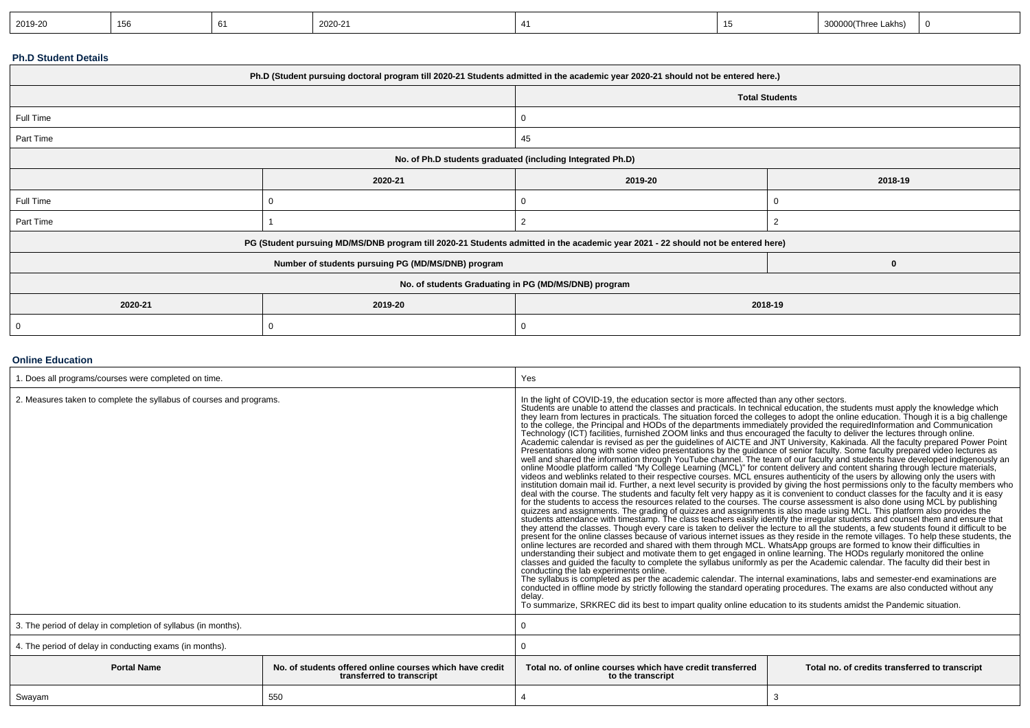| 2019-20 | 156 | 61 | 2020-21 | 41 | 15 | 300000(Three Lakhs) | 0 |
|---|---|---|---|---|---|---|---|

### Ph.D Student Details

| Ph.D (Student pursuing doctoral program till 2020-21 Students admitted in the academic year 2020-21 should not be entered here.) | | | |
|---|---|---|---|
| | | Total Students | |
| Full Time | | 0 | |
| Part Time | | 45 | |
| No. of Ph.D students graduated (including Integrated Ph.D) | | | |
| | 2020-21 | 2019-20 | 2018-19 |
| Full Time | 0 | 0 | 0 |
| Part Time | 1 | 2 | 2 |
| PG (Student pursuing MD/MS/DNB program till 2020-21 Students admitted in the academic year 2021 - 22 should not be entered here) | | | |
| Number of students pursuing PG (MD/MS/DNB) program | | | 0 |
| No. of students Graduating in PG (MD/MS/DNB) program | | | |
| 2020-21 | 2019-20 | 2018-19 | |
| 0 | 0 | 0 | |

### Online Education

| 1. Does all programs/courses were completed on time. | | Yes | |
|---|---|---|---|
| 2. Measures taken to complete the syllabus of courses and programs. | | In the light of COVID-19, the education sector is more affected than any other sectors. Students are unable to attend the classes and practicals. In technical education, the students must apply the knowledge which they learn from lectures in practicals. The situation forced the colleges to adopt the online education. Though it is a big challenge to the college, the Principal and HODs of the departments immediately provided the requiredInformation and Communication Technology (ICT) facilities, furnished ZOOM links and thus encouraged the faculty to deliver the lectures through online. Academic calendar is revised as per the guidelines of AICTE and JNT University, Kakinada. All the faculty prepared Power Point Presentations along with some video presentations by the guidance of senior faculty. Some faculty prepared video lectures as well and shared the information through YouTube channel. The team of our faculty and students have developed indigenously an online Moodle platform called "My College Learning (MCL)" for content delivery and content sharing through lecture materials, videos and weblinks related to their respective courses. MCL ensures authenticity of the users by allowing only the users with institution domain mail id. Further, a next level security is provided by giving the host permissions only to the faculty members who deal with the course. The students and faculty felt very happy as it is convenient to conduct classes for the faculty and it is easy for the students to access the resources related to the courses. The course assessment is also done using MCL by publishing quizzes and assignments. The grading of quizzes and assignments is also made using MCL. This platform also provides the students attendance with timestamp. The class teachers easily identify the irregular students and counsel them and ensure that they attend the classes. Though every care is taken to deliver the lecture to all the students, a few students found it difficult to be present for the online classes because of various internet issues as they reside in the remote villages. To help these students, the online lectures are recorded and shared with them through MCL. WhatsApp groups are formed to know their difficulties in understanding their subject and motivate them to get engaged in online learning. The HODs regularly monitored the online classes and guided the faculty to complete the syllabus uniformly as per the Academic calendar. The faculty did their best in conducting the lab experiments online. The syllabus is completed as per the academic calendar. The internal examinations, labs and semester-end examinations are conducted in offline mode by strictly following the standard operating procedures. The exams are also conducted without any delay. To summarize, SRKREC did its best to impart quality online education to its students amidst the Pandemic situation. | |
| 3. The period of delay in completion of syllabus (in months). | | 0 | |
| 4. The period of delay in conducting exams (in months). | | 0 | |
| **Portal Name** | **No. of students offered online courses which have credit transferred to transcript** | **Total no. of online courses which have credit transferred to the transcript** | **Total no. of credits transferred to transcript** |
| Swayam | 550 | 4 | 3 |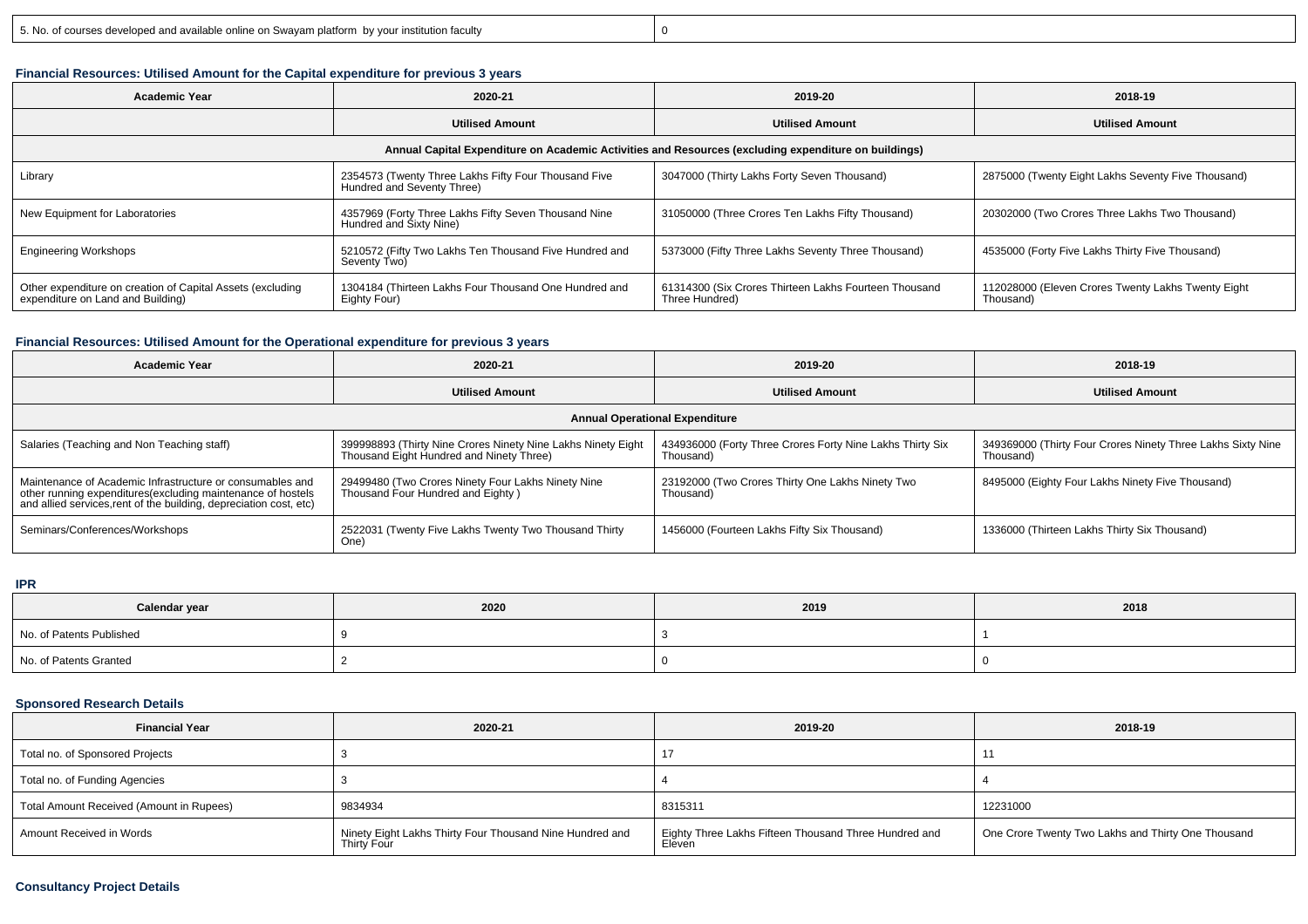| 5. No. of courses developed and available online on Swayam platform by your institution faculty | 0 |
|---|---|

### Financial Resources: Utilised Amount for the Capital expenditure for previous 3 years

| Academic Year | 2020-21 | 2019-20 | 2018-19 |
|---|---|---|---|
| | Utilised Amount | Utilised Amount | Utilised Amount |
| Annual Capital Expenditure on Academic Activities and Resources (excluding expenditure on buildings) | | | |
| Library | 2354573 (Twenty Three Lakhs Fifty Four Thousand Five Hundred and Seventy Three) | 3047000 (Thirty Lakhs Forty Seven Thousand) | 2875000 (Twenty Eight Lakhs Seventy Five Thousand) |
| New Equipment for Laboratories | 4357969 (Forty Three Lakhs Fifty Seven Thousand Nine Hundred and Sixty Nine) | 31050000 (Three Crores Ten Lakhs Fifty Thousand) | 20302000 (Two Crores Three Lakhs Two Thousand) |
| Engineering Workshops | 5210572 (Fifty Two Lakhs Ten Thousand Five Hundred and Seventy Two) | 5373000 (Fifty Three Lakhs Seventy Three Thousand) | 4535000 (Forty Five Lakhs Thirty Five Thousand) |
| Other expenditure on creation of Capital Assets (excluding expenditure on Land and Building) | 1304184 (Thirteen Lakhs Four Thousand One Hundred and Eighty Four) | 61314300 (Six Crores Thirteen Lakhs Fourteen Thousand Three Hundred) | 112028000 (Eleven Crores Twenty Lakhs Twenty Eight Thousand) |

### Financial Resources: Utilised Amount for the Operational expenditure for previous 3 years

| Academic Year | 2020-21 | 2019-20 | 2018-19 |
|---|---|---|---|
| | Utilised Amount | Utilised Amount | Utilised Amount |
| Annual Operational Expenditure | | | |
| Salaries (Teaching and Non Teaching staff) | 399998893 (Thirty Nine Crores Ninety Nine Lakhs Ninety Eight Thousand Eight Hundred and Ninety Three) | 434936000 (Forty Three Crores Forty Nine Lakhs Thirty Six Thousand) | 349369000 (Thirty Four Crores Ninety Three Lakhs Sixty Nine Thousand) |
| Maintenance of Academic Infrastructure or consumables and other running expenditures(excluding maintenance of hostels and allied services,rent of the building, depreciation cost, etc) | 29499480 (Two Crores Ninety Four Lakhs Ninety Nine Thousand Four Hundred and Eighty ) | 23192000 (Two Crores Thirty One Lakhs Ninety Two Thousand) | 8495000 (Eighty Four Lakhs Ninety Five Thousand) |
| Seminars/Conferences/Workshops | 2522031 (Twenty Five Lakhs Twenty Two Thousand Thirty One) | 1456000 (Fourteen Lakhs Fifty Six Thousand) | 1336000 (Thirteen Lakhs Thirty Six Thousand) |

### IPR

| Calendar year | 2020 | 2019 | 2018 |
|---|---|---|---|
| No. of Patents Published | 9 | 3 | 1 |
| No. of Patents Granted | 2 | 0 | 0 |

### Sponsored Research Details

| Financial Year | 2020-21 | 2019-20 | 2018-19 |
|---|---|---|---|
| Total no. of Sponsored Projects | 3 | 17 | 11 |
| Total no. of Funding Agencies | 3 | 4 | 4 |
| Total Amount Received (Amount in Rupees) | 9834934 | 8315311 | 12231000 |
| Amount Received in Words | Ninety Eight Lakhs Thirty Four Thousand Nine Hundred and Thirty Four | Eighty Three Lakhs Fifteen Thousand Three Hundred and Eleven | One Crore Twenty Two Lakhs and Thirty One Thousand |

### Consultancy Project Details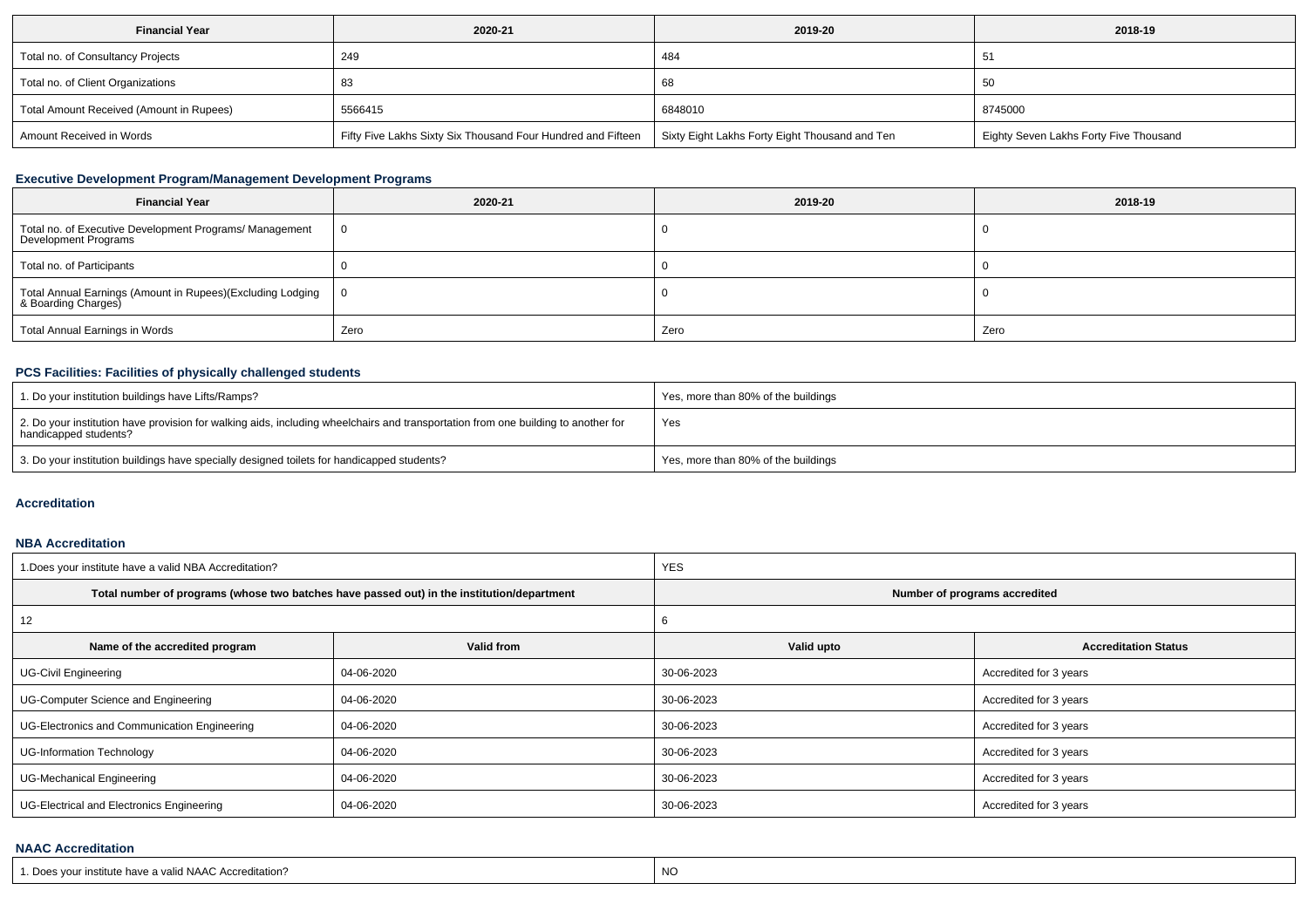| Financial Year | 2020-21 | 2019-20 | 2018-19 |
|---|---|---|---|
| Total no. of Consultancy Projects | 249 | 484 | 51 |
| Total no. of Client Organizations | 83 | 68 | 50 |
| Total Amount Received (Amount in Rupees) | 5566415 | 6848010 | 8745000 |
| Amount Received in Words | Fifty Five Lakhs Sixty Six Thousand Four Hundred and Fifteen | Sixty Eight Lakhs Forty Eight Thousand and Ten | Eighty Seven Lakhs Forty Five Thousand |

### Executive Development Program/Management Development Programs

| Financial Year | 2020-21 | 2019-20 | 2018-19 |
|---|---|---|---|
| Total no. of Executive Development Programs/ Management Development Programs | 0 | 0 | 0 |
| Total no. of Participants | 0 | 0 | 0 |
| Total Annual Earnings (Amount in Rupees)(Excluding Lodging & Boarding Charges) | 0 | 0 | 0 |
| Total Annual Earnings in Words | Zero | Zero | Zero |

### PCS Facilities: Facilities of physically challenged students

| | |
|---|---|
| 1. Do your institution buildings have Lifts/Ramps? | Yes, more than 80% of the buildings |
| 2. Do your institution have provision for walking aids, including wheelchairs and transportation from one building to another for handicapped students? | Yes |
| 3. Do your institution buildings have specially designed toilets for handicapped students? | Yes, more than 80% of the buildings |

### Accreditation

### NBA Accreditation

| 1.Does your institute have a valid NBA Accreditation? | | YES | |
|---|---|---|---|
| Total number of programs (whose two batches have passed out) in the institution/department | | Number of programs accredited | |
| 12 | | 6 | |
| **Name of the accredited program** | **Valid from** | **Valid upto** | **Accreditation Status** |
| UG-Civil Engineering | 04-06-2020 | 30-06-2023 | Accredited for 3 years |
| UG-Computer Science and Engineering | 04-06-2020 | 30-06-2023 | Accredited for 3 years |
| UG-Electronics and Communication Engineering | 04-06-2020 | 30-06-2023 | Accredited for 3 years |
| UG-Information Technology | 04-06-2020 | 30-06-2023 | Accredited for 3 years |
| UG-Mechanical Engineering | 04-06-2020 | 30-06-2023 | Accredited for 3 years |
| UG-Electrical and Electronics Engineering | 04-06-2020 | 30-06-2023 | Accredited for 3 years |

### NAAC Accreditation

| | |
|---|---|
| 1. Does your institute have a valid NAAC Accreditation? | NO |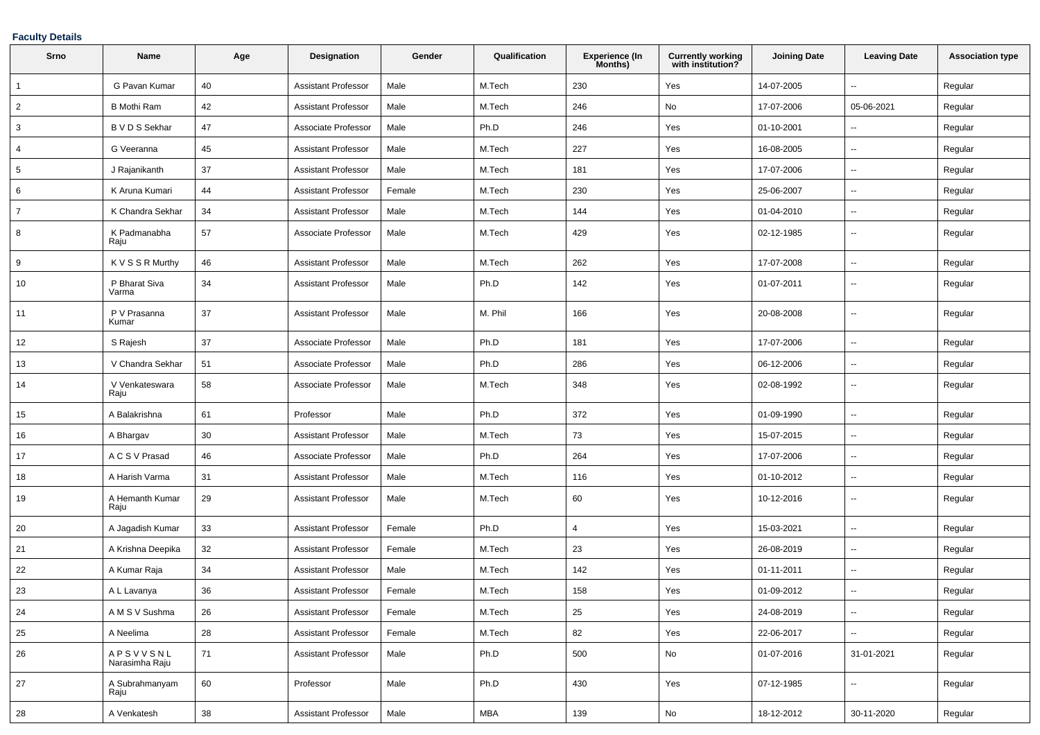**Faculty Details**

| Srno | Name | Age | Designation | Gender | Qualification | Experience (In Months) | Currently working with institution? | Joining Date | Leaving Date | Association type |
|---|---|---|---|---|---|---|---|---|---|---|
| 1 | G Pavan Kumar | 40 | Assistant Professor | Male | M.Tech | 230 | Yes | 14-07-2005 | -- | Regular |
| 2 | B Mothi Ram | 42 | Assistant Professor | Male | M.Tech | 246 | No | 17-07-2006 | 05-06-2021 | Regular |
| 3 | B V D S Sekhar | 47 | Associate Professor | Male | Ph.D | 246 | Yes | 01-10-2001 | -- | Regular |
| 4 | G Veeranna | 45 | Assistant Professor | Male | M.Tech | 227 | Yes | 16-08-2005 | -- | Regular |
| 5 | J Rajanikanth | 37 | Assistant Professor | Male | M.Tech | 181 | Yes | 17-07-2006 | -- | Regular |
| 6 | K Aruna Kumari | 44 | Assistant Professor | Female | M.Tech | 230 | Yes | 25-06-2007 | -- | Regular |
| 7 | K Chandra Sekhar | 34 | Assistant Professor | Male | M.Tech | 144 | Yes | 01-04-2010 | -- | Regular |
| 8 | K Padmanabha Raju | 57 | Associate Professor | Male | M.Tech | 429 | Yes | 02-12-1985 | -- | Regular |
| 9 | K V S S R Murthy | 46 | Assistant Professor | Male | M.Tech | 262 | Yes | 17-07-2008 | -- | Regular |
| 10 | P Bharat Siva Varma | 34 | Assistant Professor | Male | Ph.D | 142 | Yes | 01-07-2011 | -- | Regular |
| 11 | P V Prasanna Kumar | 37 | Assistant Professor | Male | M. Phil | 166 | Yes | 20-08-2008 | -- | Regular |
| 12 | S Rajesh | 37 | Associate Professor | Male | Ph.D | 181 | Yes | 17-07-2006 | -- | Regular |
| 13 | V Chandra Sekhar | 51 | Associate Professor | Male | Ph.D | 286 | Yes | 06-12-2006 | -- | Regular |
| 14 | V Venkateswara Raju | 58 | Associate Professor | Male | M.Tech | 348 | Yes | 02-08-1992 | -- | Regular |
| 15 | A Balakrishna | 61 | Professor | Male | Ph.D | 372 | Yes | 01-09-1990 | -- | Regular |
| 16 | A Bhargav | 30 | Assistant Professor | Male | M.Tech | 73 | Yes | 15-07-2015 | -- | Regular |
| 17 | A C S V Prasad | 46 | Associate Professor | Male | Ph.D | 264 | Yes | 17-07-2006 | -- | Regular |
| 18 | A Harish Varma | 31 | Assistant Professor | Male | M.Tech | 116 | Yes | 01-10-2012 | -- | Regular |
| 19 | A Hemanth Kumar Raju | 29 | Assistant Professor | Male | M.Tech | 60 | Yes | 10-12-2016 | -- | Regular |
| 20 | A Jagadish Kumar | 33 | Assistant Professor | Female | Ph.D | 4 | Yes | 15-03-2021 | -- | Regular |
| 21 | A Krishna Deepika | 32 | Assistant Professor | Female | M.Tech | 23 | Yes | 26-08-2019 | -- | Regular |
| 22 | A Kumar Raja | 34 | Assistant Professor | Male | M.Tech | 142 | Yes | 01-11-2011 | -- | Regular |
| 23 | A L Lavanya | 36 | Assistant Professor | Female | M.Tech | 158 | Yes | 01-09-2012 | -- | Regular |
| 24 | A M S V Sushma | 26 | Assistant Professor | Female | M.Tech | 25 | Yes | 24-08-2019 | -- | Regular |
| 25 | A Neelima | 28 | Assistant Professor | Female | M.Tech | 82 | Yes | 22-06-2017 | -- | Regular |
| 26 | A P S V V S N L Narasimha Raju | 71 | Assistant Professor | Male | Ph.D | 500 | No | 01-07-2016 | 31-01-2021 | Regular |
| 27 | A Subrahmanyam Raju | 60 | Professor | Male | Ph.D | 430 | Yes | 07-12-1985 | -- | Regular |
| 28 | A Venkatesh | 38 | Assistant Professor | Male | MBA | 139 | No | 18-12-2012 | 30-11-2020 | Regular |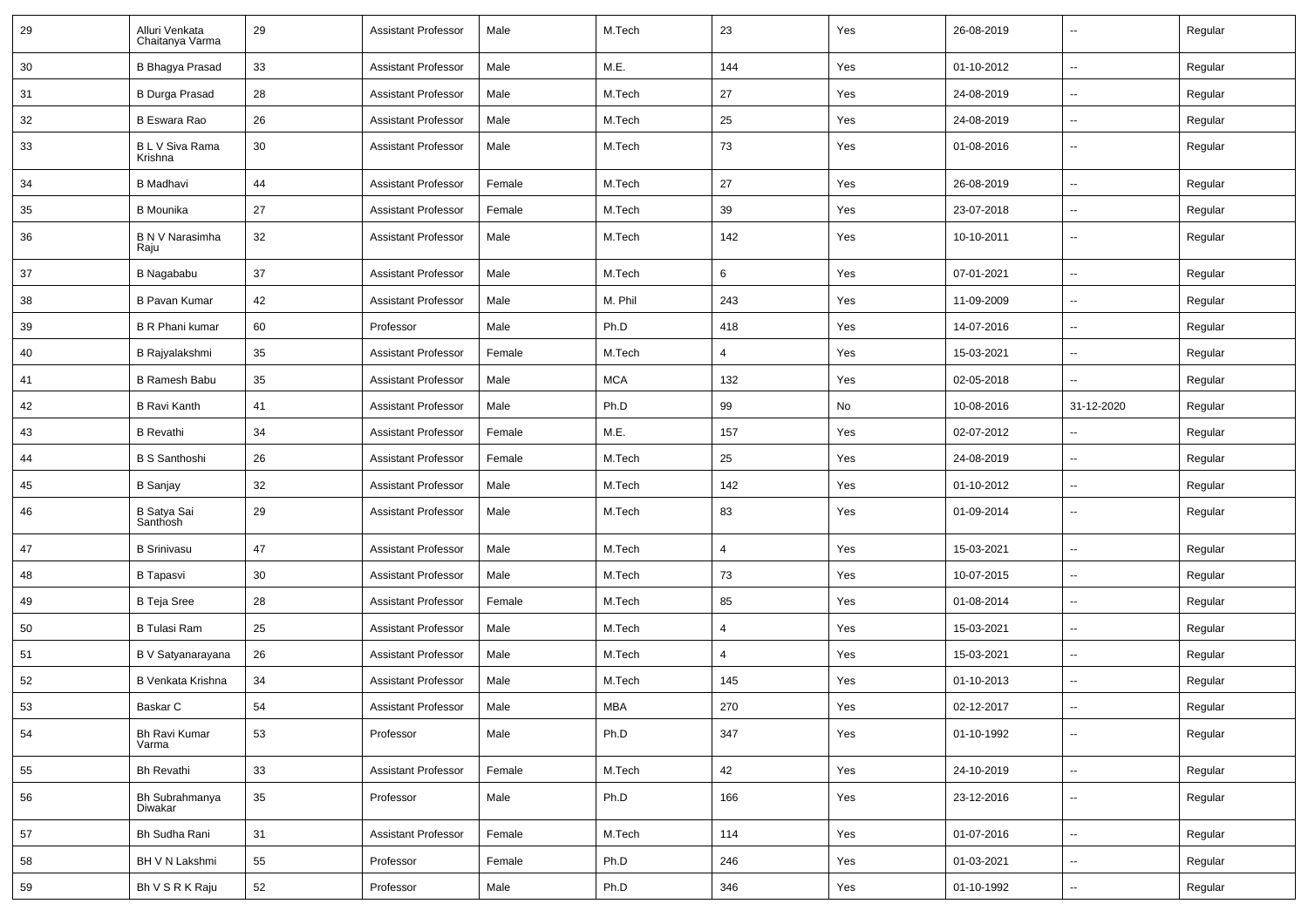| 29 | Alluri Venkata Chaitanya Varma | 29 | Assistant Professor | Male | M.Tech | 23 | Yes | 26-08-2019 | -- | Regular |
|---|---|---|---|---|---|---|---|---|---|---|
| 30 | B Bhagya Prasad | 33 | Assistant Professor | Male | M.E. | 144 | Yes | 01-10-2012 | -- | Regular |
| 31 | B Durga Prasad | 28 | Assistant Professor | Male | M.Tech | 27 | Yes | 24-08-2019 | -- | Regular |
| 32 | B Eswara Rao | 26 | Assistant Professor | Male | M.Tech | 25 | Yes | 24-08-2019 | -- | Regular |
| 33 | B L V Siva Rama Krishna | 30 | Assistant Professor | Male | M.Tech | 73 | Yes | 01-08-2016 | -- | Regular |
| 34 | B Madhavi | 44 | Assistant Professor | Female | M.Tech | 27 | Yes | 26-08-2019 | -- | Regular |
| 35 | B Mounika | 27 | Assistant Professor | Female | M.Tech | 39 | Yes | 23-07-2018 | -- | Regular |
| 36 | B N V Narasimha Raju | 32 | Assistant Professor | Male | M.Tech | 142 | Yes | 10-10-2011 | -- | Regular |
| 37 | B Nagababu | 37 | Assistant Professor | Male | M.Tech | 6 | Yes | 07-01-2021 | -- | Regular |
| 38 | B Pavan Kumar | 42 | Assistant Professor | Male | M. Phil | 243 | Yes | 11-09-2009 | -- | Regular |
| 39 | B R Phani kumar | 60 | Professor | Male | Ph.D | 418 | Yes | 14-07-2016 | -- | Regular |
| 40 | B Rajyalakshmi | 35 | Assistant Professor | Female | M.Tech | 4 | Yes | 15-03-2021 | -- | Regular |
| 41 | B Ramesh Babu | 35 | Assistant Professor | Male | MCA | 132 | Yes | 02-05-2018 | -- | Regular |
| 42 | B Ravi Kanth | 41 | Assistant Professor | Male | Ph.D | 99 | No | 10-08-2016 | 31-12-2020 | Regular |
| 43 | B Revathi | 34 | Assistant Professor | Female | M.E. | 157 | Yes | 02-07-2012 | -- | Regular |
| 44 | B S Santhoshi | 26 | Assistant Professor | Female | M.Tech | 25 | Yes | 24-08-2019 | -- | Regular |
| 45 | B Sanjay | 32 | Assistant Professor | Male | M.Tech | 142 | Yes | 01-10-2012 | -- | Regular |
| 46 | B Satya Sai Santhosh | 29 | Assistant Professor | Male | M.Tech | 83 | Yes | 01-09-2014 | -- | Regular |
| 47 | B Srinivasu | 47 | Assistant Professor | Male | M.Tech | 4 | Yes | 15-03-2021 | -- | Regular |
| 48 | B Tapasvi | 30 | Assistant Professor | Male | M.Tech | 73 | Yes | 10-07-2015 | -- | Regular |
| 49 | B Teja Sree | 28 | Assistant Professor | Female | M.Tech | 85 | Yes | 01-08-2014 | -- | Regular |
| 50 | B Tulasi Ram | 25 | Assistant Professor | Male | M.Tech | 4 | Yes | 15-03-2021 | -- | Regular |
| 51 | B V Satyanarayana | 26 | Assistant Professor | Male | M.Tech | 4 | Yes | 15-03-2021 | -- | Regular |
| 52 | B Venkata Krishna | 34 | Assistant Professor | Male | M.Tech | 145 | Yes | 01-10-2013 | -- | Regular |
| 53 | Baskar C | 54 | Assistant Professor | Male | MBA | 270 | Yes | 02-12-2017 | -- | Regular |
| 54 | Bh Ravi Kumar Varma | 53 | Professor | Male | Ph.D | 347 | Yes | 01-10-1992 | -- | Regular |
| 55 | Bh Revathi | 33 | Assistant Professor | Female | M.Tech | 42 | Yes | 24-10-2019 | -- | Regular |
| 56 | Bh Subrahmanya Diwakar | 35 | Professor | Male | Ph.D | 166 | Yes | 23-12-2016 | -- | Regular |
| 57 | Bh Sudha Rani | 31 | Assistant Professor | Female | M.Tech | 114 | Yes | 01-07-2016 | -- | Regular |
| 58 | BH V N Lakshmi | 55 | Professor | Female | Ph.D | 246 | Yes | 01-03-2021 | -- | Regular |
| 59 | Bh V S R K Raju | 52 | Professor | Male | Ph.D | 346 | Yes | 01-10-1992 | -- | Regular |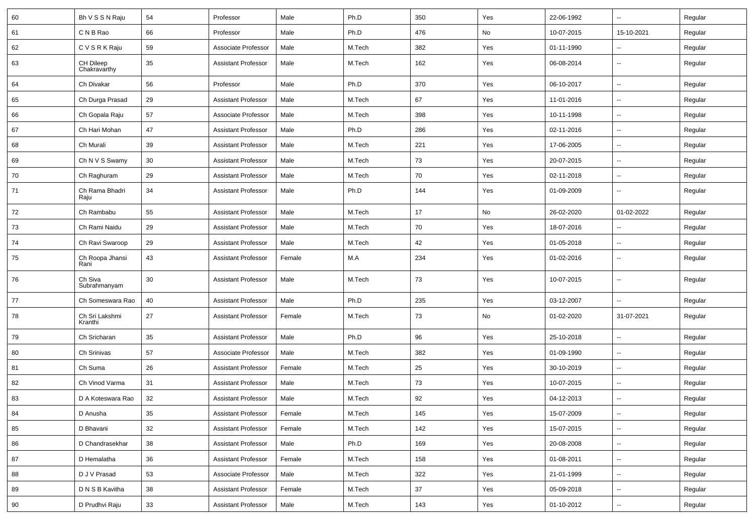| 60 | Bh V S S N Raju | 54 | Professor | Male | Ph.D | 350 | Yes | 22-06-1992 | -- | Regular |
|---|---|---|---|---|---|---|---|---|---|---|
| 61 | C N B Rao | 66 | Professor | Male | Ph.D | 476 | No | 10-07-2015 | 15-10-2021 | Regular |
| 62 | C V S R K Raju | 59 | Associate Professor | Male | M.Tech | 382 | Yes | 01-11-1990 | -- | Regular |
| 63 | CH Dileep Chakravarthy | 35 | Assistant Professor | Male | M.Tech | 162 | Yes | 06-08-2014 | -- | Regular |
| 64 | Ch Divakar | 56 | Professor | Male | Ph.D | 370 | Yes | 06-10-2017 | -- | Regular |
| 65 | Ch Durga Prasad | 29 | Assistant Professor | Male | M.Tech | 67 | Yes | 11-01-2016 | -- | Regular |
| 66 | Ch Gopala Raju | 57 | Associate Professor | Male | M.Tech | 398 | Yes | 10-11-1998 | -- | Regular |
| 67 | Ch Hari Mohan | 47 | Assistant Professor | Male | Ph.D | 286 | Yes | 02-11-2016 | -- | Regular |
| 68 | Ch Murali | 39 | Assistant Professor | Male | M.Tech | 221 | Yes | 17-06-2005 | -- | Regular |
| 69 | Ch N V S Swamy | 30 | Assistant Professor | Male | M.Tech | 73 | Yes | 20-07-2015 | -- | Regular |
| 70 | Ch Raghuram | 29 | Assistant Professor | Male | M.Tech | 70 | Yes | 02-11-2018 | -- | Regular |
| 71 | Ch Rama Bhadri Raju | 34 | Assistant Professor | Male | Ph.D | 144 | Yes | 01-09-2009 | -- | Regular |
| 72 | Ch Rambabu | 55 | Assistant Professor | Male | M.Tech | 17 | No | 26-02-2020 | 01-02-2022 | Regular |
| 73 | Ch Rami Naidu | 29 | Assistant Professor | Male | M.Tech | 70 | Yes | 18-07-2016 | -- | Regular |
| 74 | Ch Ravi Swaroop | 29 | Assistant Professor | Male | M.Tech | 42 | Yes | 01-05-2018 | -- | Regular |
| 75 | Ch Roopa Jhansi Rani | 43 | Assistant Professor | Female | M.A | 234 | Yes | 01-02-2016 | -- | Regular |
| 76 | Ch Siva Subrahmanyam | 30 | Assistant Professor | Male | M.Tech | 73 | Yes | 10-07-2015 | -- | Regular |
| 77 | Ch Someswara Rao | 40 | Assistant Professor | Male | Ph.D | 235 | Yes | 03-12-2007 | -- | Regular |
| 78 | Ch Sri Lakshmi Kranthi | 27 | Assistant Professor | Female | M.Tech | 73 | No | 01-02-2020 | 31-07-2021 | Regular |
| 79 | Ch Sricharan | 35 | Assistant Professor | Male | Ph.D | 96 | Yes | 25-10-2018 | -- | Regular |
| 80 | Ch Srinivas | 57 | Associate Professor | Male | M.Tech | 382 | Yes | 01-09-1990 | -- | Regular |
| 81 | Ch Suma | 26 | Assistant Professor | Female | M.Tech | 25 | Yes | 30-10-2019 | -- | Regular |
| 82 | Ch Vinod Varma | 31 | Assistant Professor | Male | M.Tech | 73 | Yes | 10-07-2015 | -- | Regular |
| 83 | D A Koteswara Rao | 32 | Assistant Professor | Male | M.Tech | 92 | Yes | 04-12-2013 | -- | Regular |
| 84 | D Anusha | 35 | Assistant Professor | Female | M.Tech | 145 | Yes | 15-07-2009 | -- | Regular |
| 85 | D Bhavani | 32 | Assistant Professor | Female | M.Tech | 142 | Yes | 15-07-2015 | -- | Regular |
| 86 | D Chandrasekhar | 38 | Assistant Professor | Male | Ph.D | 169 | Yes | 20-08-2008 | -- | Regular |
| 87 | D Hemalatha | 36 | Assistant Professor | Female | M.Tech | 158 | Yes | 01-08-2011 | -- | Regular |
| 88 | D J V Prasad | 53 | Associate Professor | Male | M.Tech | 322 | Yes | 21-01-1999 | -- | Regular |
| 89 | D N S B Kavitha | 38 | Assistant Professor | Female | M.Tech | 37 | Yes | 05-09-2018 | -- | Regular |
| 90 | D Prudhvi Raju | 33 | Assistant Professor | Male | M.Tech | 143 | Yes | 01-10-2012 | -- | Regular |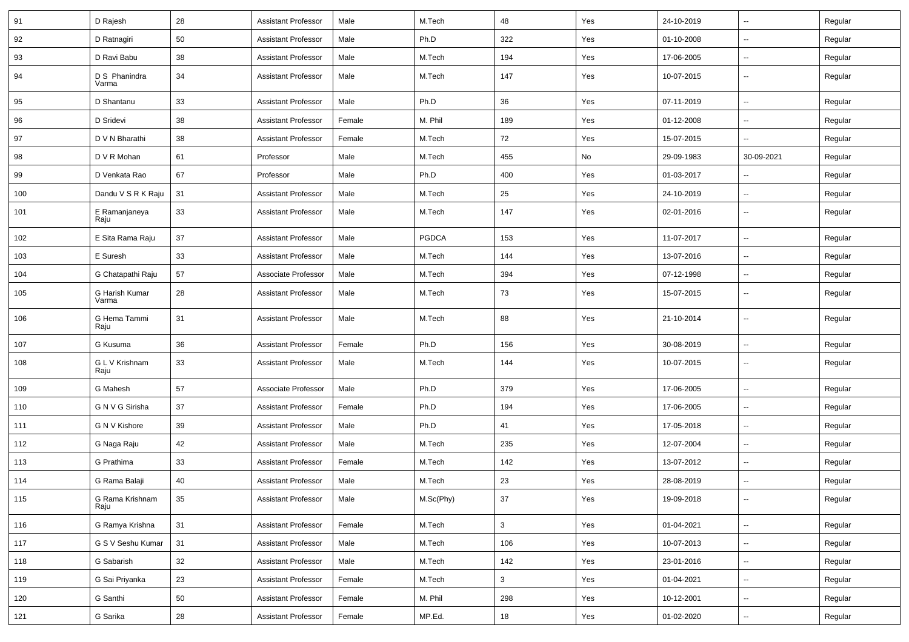| 91 | D Rajesh | 28 | Assistant Professor | Male | M.Tech | 48 | Yes | 24-10-2019 | -- | Regular |
|---|---|---|---|---|---|---|---|---|---|---|
| 92 | D Ratnagiri | 50 | Assistant Professor | Male | Ph.D | 322 | Yes | 01-10-2008 | -- | Regular |
| 93 | D Ravi Babu | 38 | Assistant Professor | Male | M.Tech | 194 | Yes | 17-06-2005 | -- | Regular |
| 94 | D S Phanindra Varma | 34 | Assistant Professor | Male | M.Tech | 147 | Yes | 10-07-2015 | -- | Regular |
| 95 | D Shantanu | 33 | Assistant Professor | Male | Ph.D | 36 | Yes | 07-11-2019 | -- | Regular |
| 96 | D Sridevi | 38 | Assistant Professor | Female | M. Phil | 189 | Yes | 01-12-2008 | -- | Regular |
| 97 | D V N Bharathi | 38 | Assistant Professor | Female | M.Tech | 72 | Yes | 15-07-2015 | -- | Regular |
| 98 | D V R Mohan | 61 | Professor | Male | M.Tech | 455 | No | 29-09-1983 | 30-09-2021 | Regular |
| 99 | D Venkata Rao | 67 | Professor | Male | Ph.D | 400 | Yes | 01-03-2017 | -- | Regular |
| 100 | Dandu V S R K Raju | 31 | Assistant Professor | Male | M.Tech | 25 | Yes | 24-10-2019 | -- | Regular |
| 101 | E Ramanjaneya Raju | 33 | Assistant Professor | Male | M.Tech | 147 | Yes | 02-01-2016 | -- | Regular |
| 102 | E Sita Rama Raju | 37 | Assistant Professor | Male | PGDCA | 153 | Yes | 11-07-2017 | -- | Regular |
| 103 | E Suresh | 33 | Assistant Professor | Male | M.Tech | 144 | Yes | 13-07-2016 | -- | Regular |
| 104 | G Chatapathi Raju | 57 | Associate Professor | Male | M.Tech | 394 | Yes | 07-12-1998 | -- | Regular |
| 105 | G Harish Kumar Varma | 28 | Assistant Professor | Male | M.Tech | 73 | Yes | 15-07-2015 | -- | Regular |
| 106 | G Hema Tammi Raju | 31 | Assistant Professor | Male | M.Tech | 88 | Yes | 21-10-2014 | -- | Regular |
| 107 | G Kusuma | 36 | Assistant Professor | Female | Ph.D | 156 | Yes | 30-08-2019 | -- | Regular |
| 108 | G L V Krishnam Raju | 33 | Assistant Professor | Male | M.Tech | 144 | Yes | 10-07-2015 | -- | Regular |
| 109 | G Mahesh | 57 | Associate Professor | Male | Ph.D | 379 | Yes | 17-06-2005 | -- | Regular |
| 110 | G N V G Sirisha | 37 | Assistant Professor | Female | Ph.D | 194 | Yes | 17-06-2005 | -- | Regular |
| 111 | G N V Kishore | 39 | Assistant Professor | Male | Ph.D | 41 | Yes | 17-05-2018 | -- | Regular |
| 112 | G Naga Raju | 42 | Assistant Professor | Male | M.Tech | 235 | Yes | 12-07-2004 | -- | Regular |
| 113 | G Prathima | 33 | Assistant Professor | Female | M.Tech | 142 | Yes | 13-07-2012 | -- | Regular |
| 114 | G Rama Balaji | 40 | Assistant Professor | Male | M.Tech | 23 | Yes | 28-08-2019 | -- | Regular |
| 115 | G Rama Krishnam Raju | 35 | Assistant Professor | Male | M.Sc(Phy) | 37 | Yes | 19-09-2018 | -- | Regular |
| 116 | G Ramya Krishna | 31 | Assistant Professor | Female | M.Tech | 3 | Yes | 01-04-2021 | -- | Regular |
| 117 | G S V Seshu Kumar | 31 | Assistant Professor | Male | M.Tech | 106 | Yes | 10-07-2013 | -- | Regular |
| 118 | G Sabarish | 32 | Assistant Professor | Male | M.Tech | 142 | Yes | 23-01-2016 | -- | Regular |
| 119 | G Sai Priyanka | 23 | Assistant Professor | Female | M.Tech | 3 | Yes | 01-04-2021 | -- | Regular |
| 120 | G Santhi | 50 | Assistant Professor | Female | M. Phil | 298 | Yes | 10-12-2001 | -- | Regular |
| 121 | G Sarika | 28 | Assistant Professor | Female | MP.Ed. | 18 | Yes | 01-02-2020 | -- | Regular |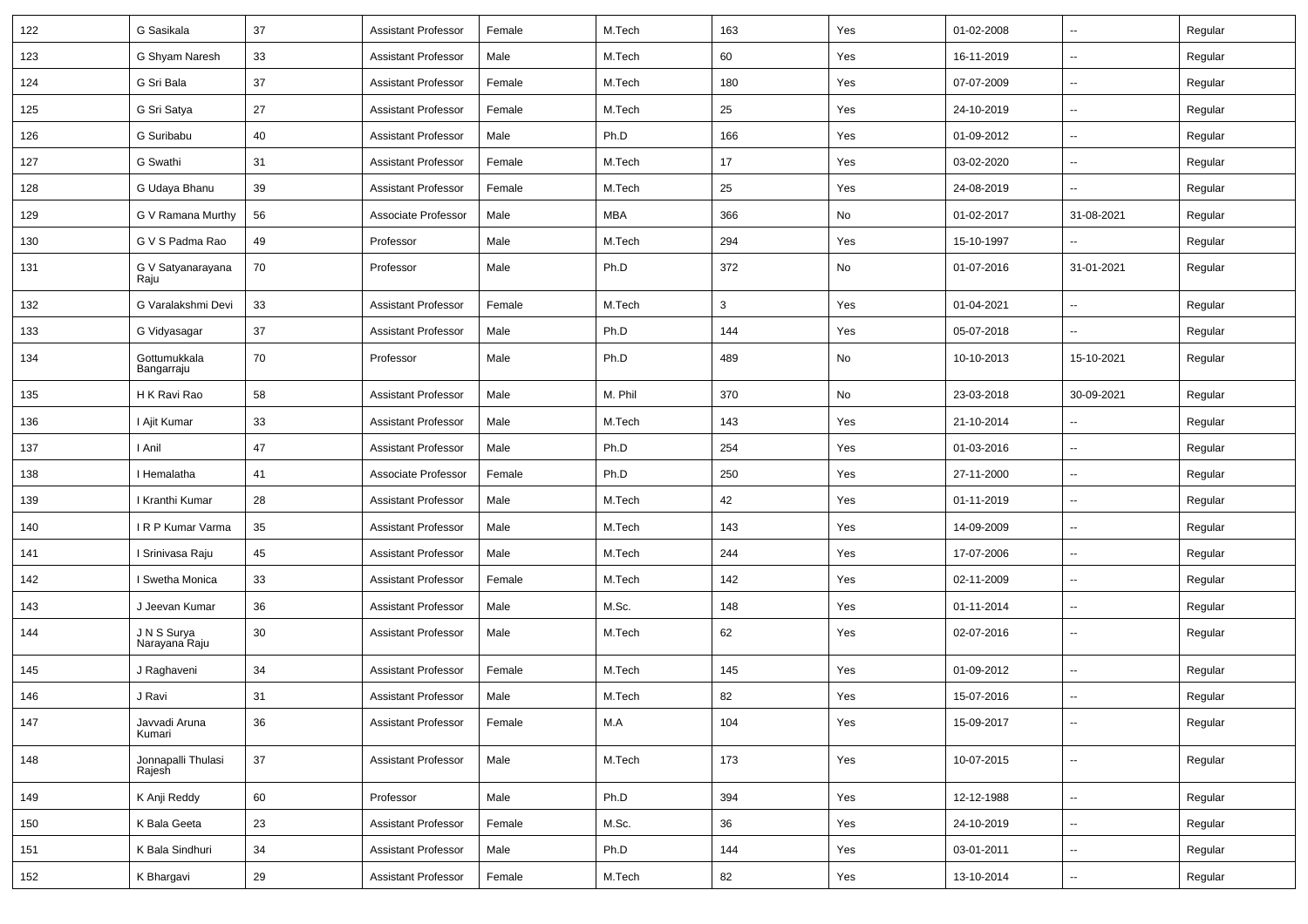| 122 | G Sasikala | 37 | Assistant Professor | Female | M.Tech | 163 | Yes | 01-02-2008 | -- | Regular |
|---|---|---|---|---|---|---|---|---|---|---|
| 123 | G Shyam Naresh | 33 | Assistant Professor | Male | M.Tech | 60 | Yes | 16-11-2019 | -- | Regular |
| 124 | G Sri Bala | 37 | Assistant Professor | Female | M.Tech | 180 | Yes | 07-07-2009 | -- | Regular |
| 125 | G Sri Satya | 27 | Assistant Professor | Female | M.Tech | 25 | Yes | 24-10-2019 | -- | Regular |
| 126 | G Suribabu | 40 | Assistant Professor | Male | Ph.D | 166 | Yes | 01-09-2012 | -- | Regular |
| 127 | G Swathi | 31 | Assistant Professor | Female | M.Tech | 17 | Yes | 03-02-2020 | -- | Regular |
| 128 | G Udaya Bhanu | 39 | Assistant Professor | Female | M.Tech | 25 | Yes | 24-08-2019 | -- | Regular |
| 129 | G V Ramana Murthy | 56 | Associate Professor | Male | MBA | 366 | No | 01-02-2017 | 31-08-2021 | Regular |
| 130 | G V S Padma Rao | 49 | Professor | Male | M.Tech | 294 | Yes | 15-10-1997 | -- | Regular |
| 131 | G V Satyanarayana Raju | 70 | Professor | Male | Ph.D | 372 | No | 01-07-2016 | 31-01-2021 | Regular |
| 132 | G Varalakshmi Devi | 33 | Assistant Professor | Female | M.Tech | 3 | Yes | 01-04-2021 | -- | Regular |
| 133 | G Vidyasagar | 37 | Assistant Professor | Male | Ph.D | 144 | Yes | 05-07-2018 | -- | Regular |
| 134 | Gottumukkala Bangarraju | 70 | Professor | Male | Ph.D | 489 | No | 10-10-2013 | 15-10-2021 | Regular |
| 135 | H K Ravi Rao | 58 | Assistant Professor | Male | M. Phil | 370 | No | 23-03-2018 | 30-09-2021 | Regular |
| 136 | I Ajit Kumar | 33 | Assistant Professor | Male | M.Tech | 143 | Yes | 21-10-2014 | -- | Regular |
| 137 | I Anil | 47 | Assistant Professor | Male | Ph.D | 254 | Yes | 01-03-2016 | -- | Regular |
| 138 | I Hemalatha | 41 | Associate Professor | Female | Ph.D | 250 | Yes | 27-11-2000 | -- | Regular |
| 139 | I Kranthi Kumar | 28 | Assistant Professor | Male | M.Tech | 42 | Yes | 01-11-2019 | -- | Regular |
| 140 | I R P Kumar Varma | 35 | Assistant Professor | Male | M.Tech | 143 | Yes | 14-09-2009 | -- | Regular |
| 141 | I Srinivasa Raju | 45 | Assistant Professor | Male | M.Tech | 244 | Yes | 17-07-2006 | -- | Regular |
| 142 | I Swetha Monica | 33 | Assistant Professor | Female | M.Tech | 142 | Yes | 02-11-2009 | -- | Regular |
| 143 | J Jeevan Kumar | 36 | Assistant Professor | Male | M.Sc. | 148 | Yes | 01-11-2014 | -- | Regular |
| 144 | J N S Surya Narayana Raju | 30 | Assistant Professor | Male | M.Tech | 62 | Yes | 02-07-2016 | -- | Regular |
| 145 | J Raghaveni | 34 | Assistant Professor | Female | M.Tech | 145 | Yes | 01-09-2012 | -- | Regular |
| 146 | J Ravi | 31 | Assistant Professor | Male | M.Tech | 82 | Yes | 15-07-2016 | -- | Regular |
| 147 | Javvadi Aruna Kumari | 36 | Assistant Professor | Female | M.A | 104 | Yes | 15-09-2017 | -- | Regular |
| 148 | Jonnapalli Thulasi Rajesh | 37 | Assistant Professor | Male | M.Tech | 173 | Yes | 10-07-2015 | -- | Regular |
| 149 | K Anji Reddy | 60 | Professor | Male | Ph.D | 394 | Yes | 12-12-1988 | -- | Regular |
| 150 | K Bala Geeta | 23 | Assistant Professor | Female | M.Sc. | 36 | Yes | 24-10-2019 | -- | Regular |
| 151 | K Bala Sindhuri | 34 | Assistant Professor | Male | Ph.D | 144 | Yes | 03-01-2011 | -- | Regular |
| 152 | K Bhargavi | 29 | Assistant Professor | Female | M.Tech | 82 | Yes | 13-10-2014 | -- | Regular |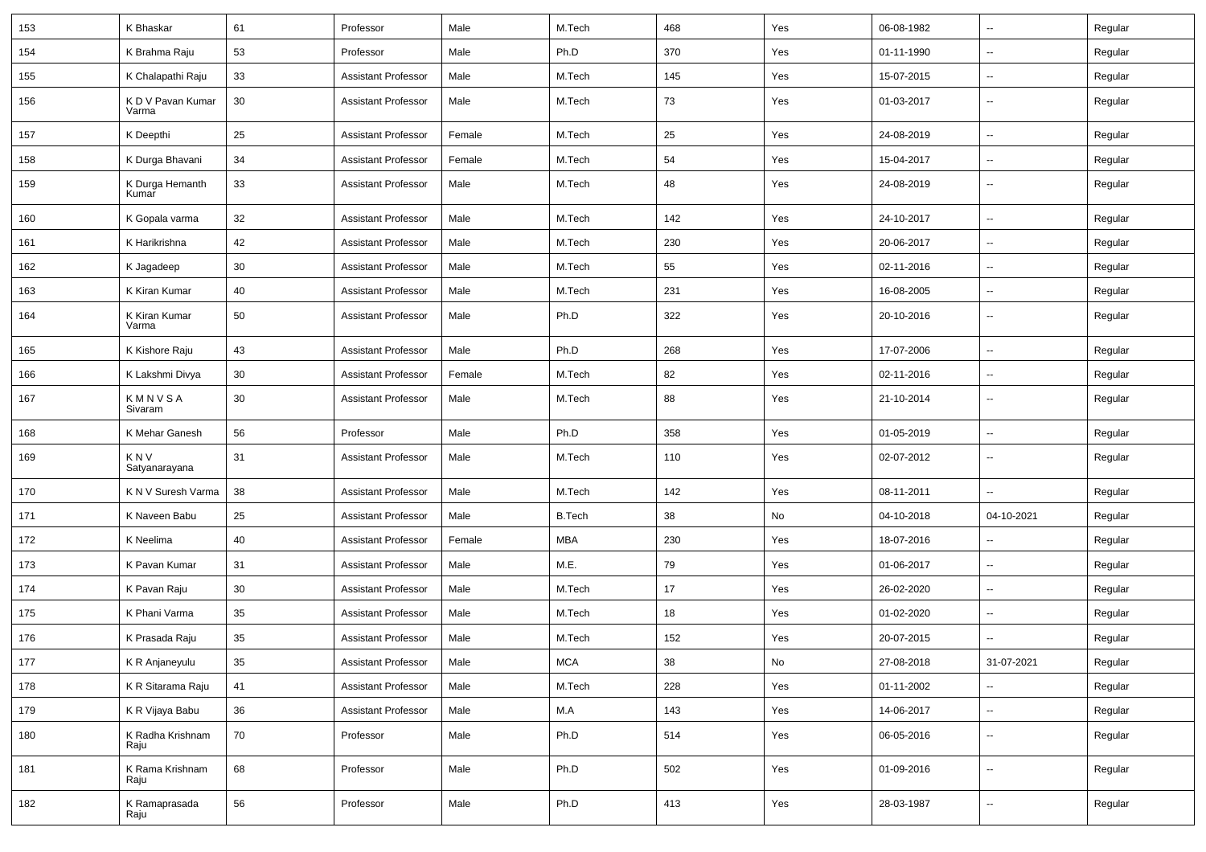| 153 | K Bhaskar | 61 | Professor | Male | M.Tech | 468 | Yes | 06-08-1982 | -- | Regular |
|---|---|---|---|---|---|---|---|---|---|---|
| 154 | K Brahma Raju | 53 | Professor | Male | Ph.D | 370 | Yes | 01-11-1990 | -- | Regular |
| 155 | K Chalapathi Raju | 33 | Assistant Professor | Male | M.Tech | 145 | Yes | 15-07-2015 | -- | Regular |
| 156 | K D V Pavan Kumar Varma | 30 | Assistant Professor | Male | M.Tech | 73 | Yes | 01-03-2017 | -- | Regular |
| 157 | K Deepthi | 25 | Assistant Professor | Female | M.Tech | 25 | Yes | 24-08-2019 | -- | Regular |
| 158 | K Durga Bhavani | 34 | Assistant Professor | Female | M.Tech | 54 | Yes | 15-04-2017 | -- | Regular |
| 159 | K Durga Hemanth Kumar | 33 | Assistant Professor | Male | M.Tech | 48 | Yes | 24-08-2019 | -- | Regular |
| 160 | K Gopala varma | 32 | Assistant Professor | Male | M.Tech | 142 | Yes | 24-10-2017 | -- | Regular |
| 161 | K Harikrishna | 42 | Assistant Professor | Male | M.Tech | 230 | Yes | 20-06-2017 | -- | Regular |
| 162 | K Jagadeep | 30 | Assistant Professor | Male | M.Tech | 55 | Yes | 02-11-2016 | -- | Regular |
| 163 | K Kiran Kumar | 40 | Assistant Professor | Male | M.Tech | 231 | Yes | 16-08-2005 | -- | Regular |
| 164 | K Kiran Kumar Varma | 50 | Assistant Professor | Male | Ph.D | 322 | Yes | 20-10-2016 | -- | Regular |
| 165 | K Kishore Raju | 43 | Assistant Professor | Male | Ph.D | 268 | Yes | 17-07-2006 | -- | Regular |
| 166 | K Lakshmi Divya | 30 | Assistant Professor | Female | M.Tech | 82 | Yes | 02-11-2016 | -- | Regular |
| 167 | K M N V S A Sivaram | 30 | Assistant Professor | Male | M.Tech | 88 | Yes | 21-10-2014 | -- | Regular |
| 168 | K Mehar Ganesh | 56 | Professor | Male | Ph.D | 358 | Yes | 01-05-2019 | -- | Regular |
| 169 | K N V Satyanarayana | 31 | Assistant Professor | Male | M.Tech | 110 | Yes | 02-07-2012 | -- | Regular |
| 170 | K N V Suresh Varma | 38 | Assistant Professor | Male | M.Tech | 142 | Yes | 08-11-2011 | -- | Regular |
| 171 | K Naveen Babu | 25 | Assistant Professor | Male | B.Tech | 38 | No | 04-10-2018 | 04-10-2021 | Regular |
| 172 | K Neelima | 40 | Assistant Professor | Female | MBA | 230 | Yes | 18-07-2016 | -- | Regular |
| 173 | K Pavan Kumar | 31 | Assistant Professor | Male | M.E. | 79 | Yes | 01-06-2017 | -- | Regular |
| 174 | K Pavan Raju | 30 | Assistant Professor | Male | M.Tech | 17 | Yes | 26-02-2020 | -- | Regular |
| 175 | K Phani Varma | 35 | Assistant Professor | Male | M.Tech | 18 | Yes | 01-02-2020 | -- | Regular |
| 176 | K Prasada Raju | 35 | Assistant Professor | Male | M.Tech | 152 | Yes | 20-07-2015 | -- | Regular |
| 177 | K R Anjaneyulu | 35 | Assistant Professor | Male | MCA | 38 | No | 27-08-2018 | 31-07-2021 | Regular |
| 178 | K R Sitarama Raju | 41 | Assistant Professor | Male | M.Tech | 228 | Yes | 01-11-2002 | -- | Regular |
| 179 | K R Vijaya Babu | 36 | Assistant Professor | Male | M.A | 143 | Yes | 14-06-2017 | -- | Regular |
| 180 | K Radha Krishnam Raju | 70 | Professor | Male | Ph.D | 514 | Yes | 06-05-2016 | -- | Regular |
| 181 | K Rama Krishnam Raju | 68 | Professor | Male | Ph.D | 502 | Yes | 01-09-2016 | -- | Regular |
| 182 | K Ramaprasada Raju | 56 | Professor | Male | Ph.D | 413 | Yes | 28-03-1987 | -- | Regular |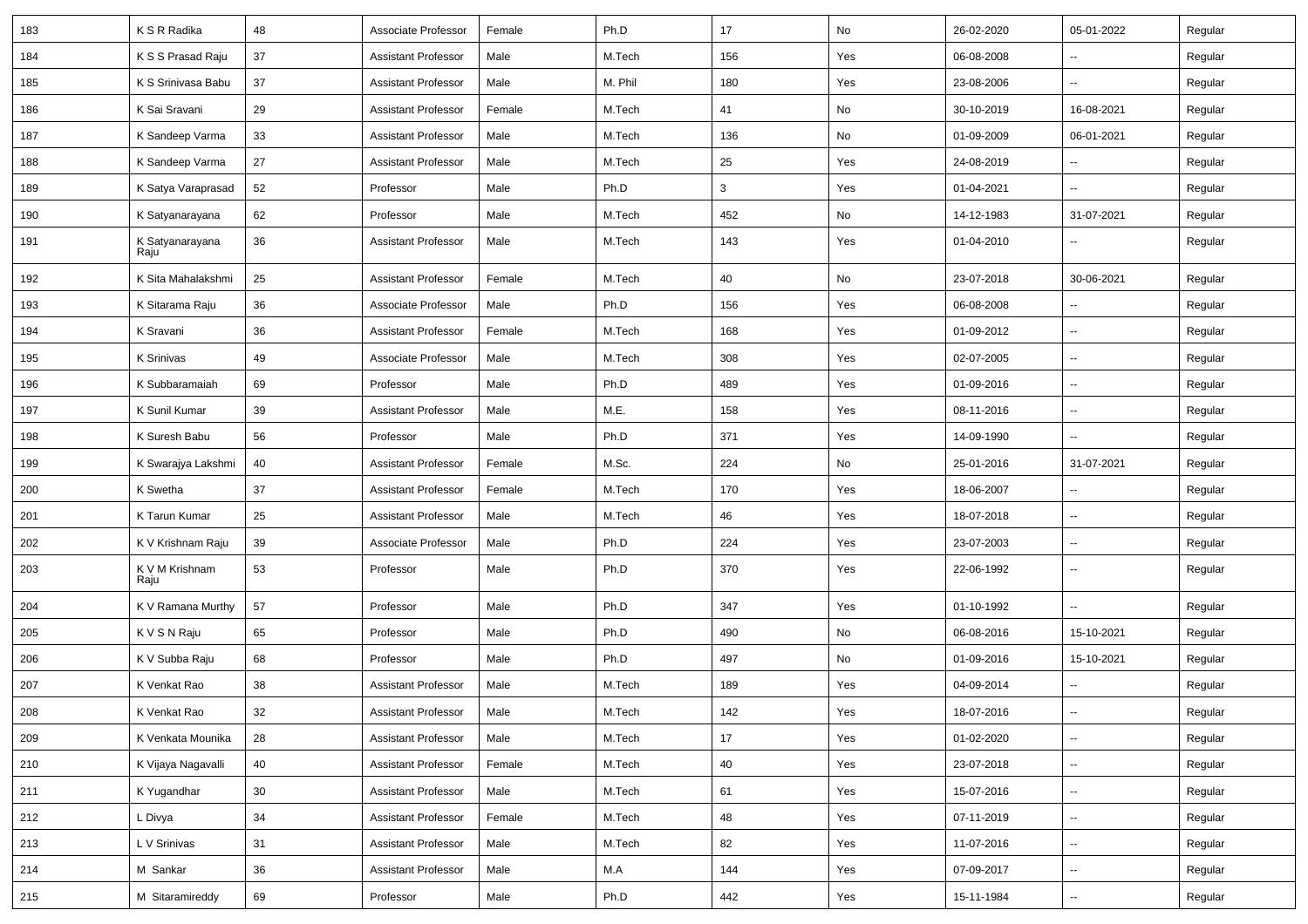| 183 | K S R Radika | 48 | Associate Professor | Female | Ph.D | 17 | No | 26-02-2020 | 05-01-2022 | Regular |
|---|---|---|---|---|---|---|---|---|---|---|
| 184 | K S S Prasad Raju | 37 | Assistant Professor | Male | M.Tech | 156 | Yes | 06-08-2008 | -- | Regular |
| 185 | K S Srinivasa Babu | 37 | Assistant Professor | Male | M. Phil | 180 | Yes | 23-08-2006 | -- | Regular |
| 186 | K Sai Sravani | 29 | Assistant Professor | Female | M.Tech | 41 | No | 30-10-2019 | 16-08-2021 | Regular |
| 187 | K Sandeep Varma | 33 | Assistant Professor | Male | M.Tech | 136 | No | 01-09-2009 | 06-01-2021 | Regular |
| 188 | K Sandeep Varma | 27 | Assistant Professor | Male | M.Tech | 25 | Yes | 24-08-2019 | -- | Regular |
| 189 | K Satya Varaprasad | 52 | Professor | Male | Ph.D | 3 | Yes | 01-04-2021 | -- | Regular |
| 190 | K Satyanarayana | 62 | Professor | Male | M.Tech | 452 | No | 14-12-1983 | 31-07-2021 | Regular |
| 191 | K Satyanarayana Raju | 36 | Assistant Professor | Male | M.Tech | 143 | Yes | 01-04-2010 | -- | Regular |
| 192 | K Sita Mahalakshmi | 25 | Assistant Professor | Female | M.Tech | 40 | No | 23-07-2018 | 30-06-2021 | Regular |
| 193 | K Sitarama Raju | 36 | Associate Professor | Male | Ph.D | 156 | Yes | 06-08-2008 | -- | Regular |
| 194 | K Sravani | 36 | Assistant Professor | Female | M.Tech | 168 | Yes | 01-09-2012 | -- | Regular |
| 195 | K Srinivas | 49 | Associate Professor | Male | M.Tech | 308 | Yes | 02-07-2005 | -- | Regular |
| 196 | K Subbaramaiah | 69 | Professor | Male | Ph.D | 489 | Yes | 01-09-2016 | -- | Regular |
| 197 | K Sunil Kumar | 39 | Assistant Professor | Male | M.E. | 158 | Yes | 08-11-2016 | -- | Regular |
| 198 | K Suresh Babu | 56 | Professor | Male | Ph.D | 371 | Yes | 14-09-1990 | -- | Regular |
| 199 | K Swarajya Lakshmi | 40 | Assistant Professor | Female | M.Sc. | 224 | No | 25-01-2016 | 31-07-2021 | Regular |
| 200 | K Swetha | 37 | Assistant Professor | Female | M.Tech | 170 | Yes | 18-06-2007 | -- | Regular |
| 201 | K Tarun Kumar | 25 | Assistant Professor | Male | M.Tech | 46 | Yes | 18-07-2018 | -- | Regular |
| 202 | K V Krishnam Raju | 39 | Associate Professor | Male | Ph.D | 224 | Yes | 23-07-2003 | -- | Regular |
| 203 | K V M Krishnam Raju | 53 | Professor | Male | Ph.D | 370 | Yes | 22-06-1992 | -- | Regular |
| 204 | K V Ramana Murthy | 57 | Professor | Male | Ph.D | 347 | Yes | 01-10-1992 | -- | Regular |
| 205 | K V S N Raju | 65 | Professor | Male | Ph.D | 490 | No | 06-08-2016 | 15-10-2021 | Regular |
| 206 | K V Subba Raju | 68 | Professor | Male | Ph.D | 497 | No | 01-09-2016 | 15-10-2021 | Regular |
| 207 | K Venkat Rao | 38 | Assistant Professor | Male | M.Tech | 189 | Yes | 04-09-2014 | -- | Regular |
| 208 | K Venkat Rao | 32 | Assistant Professor | Male | M.Tech | 142 | Yes | 18-07-2016 | -- | Regular |
| 209 | K Venkata Mounika | 28 | Assistant Professor | Male | M.Tech | 17 | Yes | 01-02-2020 | -- | Regular |
| 210 | K Vijaya Nagavalli | 40 | Assistant Professor | Female | M.Tech | 40 | Yes | 23-07-2018 | -- | Regular |
| 211 | K Yugandhar | 30 | Assistant Professor | Male | M.Tech | 61 | Yes | 15-07-2016 | -- | Regular |
| 212 | L Divya | 34 | Assistant Professor | Female | M.Tech | 48 | Yes | 07-11-2019 | -- | Regular |
| 213 | L V Srinivas | 31 | Assistant Professor | Male | M.Tech | 82 | Yes | 11-07-2016 | -- | Regular |
| 214 | M Sankar | 36 | Assistant Professor | Male | M.A | 144 | Yes | 07-09-2017 | -- | Regular |
| 215 | M Sitaramireddy | 69 | Professor | Male | Ph.D | 442 | Yes | 15-11-1984 | -- | Regular |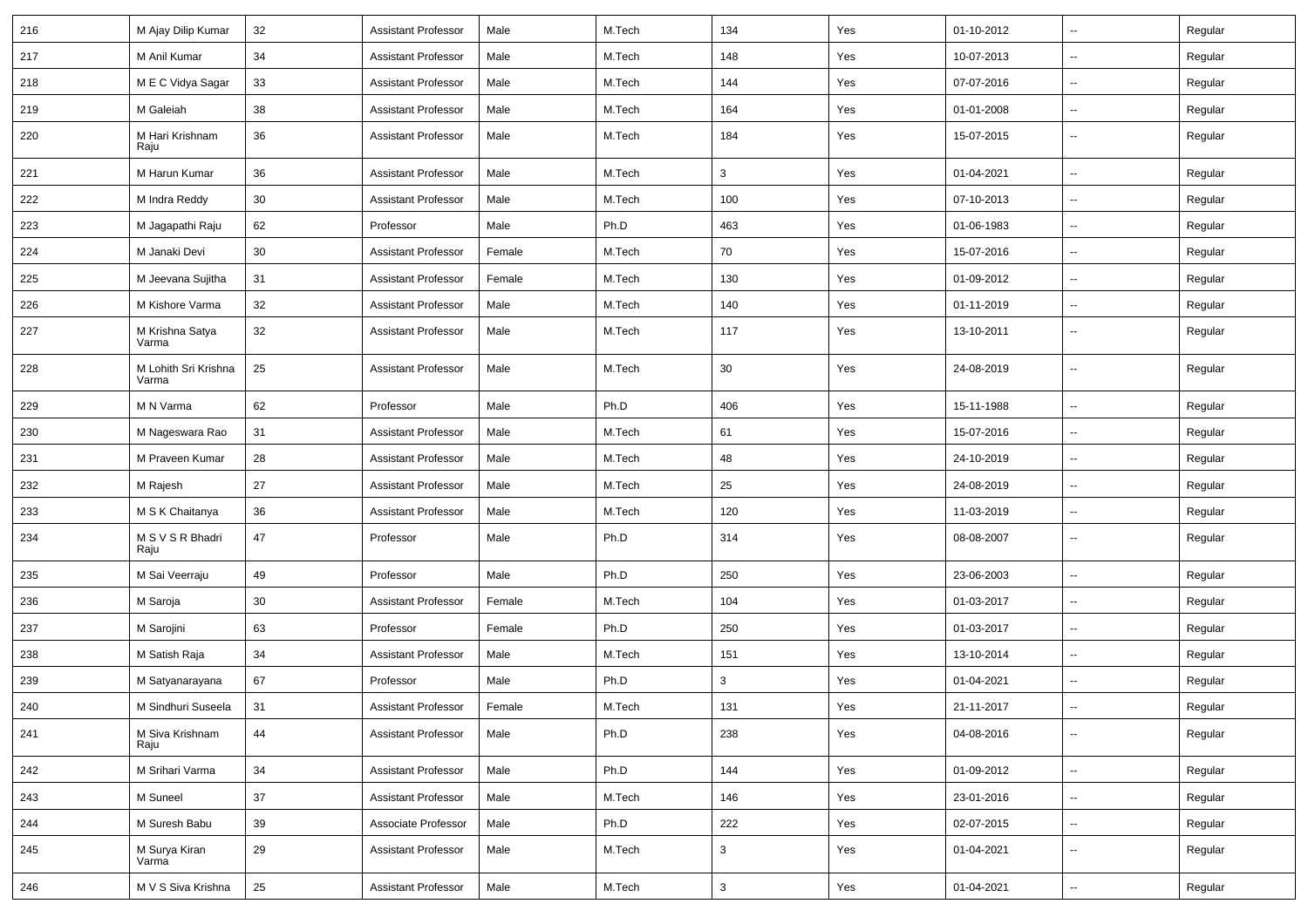| 216 | M Ajay Dilip Kumar | 32 | Assistant Professor | Male | M.Tech | 134 | Yes | 01-10-2012 | -- | Regular |
|---|---|---|---|---|---|---|---|---|---|---|
| 217 | M Anil Kumar | 34 | Assistant Professor | Male | M.Tech | 148 | Yes | 10-07-2013 | -- | Regular |
| 218 | M E C Vidya Sagar | 33 | Assistant Professor | Male | M.Tech | 144 | Yes | 07-07-2016 | -- | Regular |
| 219 | M Galeiah | 38 | Assistant Professor | Male | M.Tech | 164 | Yes | 01-01-2008 | -- | Regular |
| 220 | M Hari Krishnam Raju | 36 | Assistant Professor | Male | M.Tech | 184 | Yes | 15-07-2015 | -- | Regular |
| 221 | M Harun Kumar | 36 | Assistant Professor | Male | M.Tech | 3 | Yes | 01-04-2021 | -- | Regular |
| 222 | M Indra Reddy | 30 | Assistant Professor | Male | M.Tech | 100 | Yes | 07-10-2013 | -- | Regular |
| 223 | M Jagapathi Raju | 62 | Professor | Male | Ph.D | 463 | Yes | 01-06-1983 | -- | Regular |
| 224 | M Janaki Devi | 30 | Assistant Professor | Female | M.Tech | 70 | Yes | 15-07-2016 | -- | Regular |
| 225 | M Jeevana Sujitha | 31 | Assistant Professor | Female | M.Tech | 130 | Yes | 01-09-2012 | -- | Regular |
| 226 | M Kishore Varma | 32 | Assistant Professor | Male | M.Tech | 140 | Yes | 01-11-2019 | -- | Regular |
| 227 | M Krishna Satya Varma | 32 | Assistant Professor | Male | M.Tech | 117 | Yes | 13-10-2011 | -- | Regular |
| 228 | M Lohith Sri Krishna Varma | 25 | Assistant Professor | Male | M.Tech | 30 | Yes | 24-08-2019 | -- | Regular |
| 229 | M N Varma | 62 | Professor | Male | Ph.D | 406 | Yes | 15-11-1988 | -- | Regular |
| 230 | M Nageswara Rao | 31 | Assistant Professor | Male | M.Tech | 61 | Yes | 15-07-2016 | -- | Regular |
| 231 | M Praveen Kumar | 28 | Assistant Professor | Male | M.Tech | 48 | Yes | 24-10-2019 | -- | Regular |
| 232 | M Rajesh | 27 | Assistant Professor | Male | M.Tech | 25 | Yes | 24-08-2019 | -- | Regular |
| 233 | M S K Chaitanya | 36 | Assistant Professor | Male | M.Tech | 120 | Yes | 11-03-2019 | -- | Regular |
| 234 | M S V S R Bhadri Raju | 47 | Professor | Male | Ph.D | 314 | Yes | 08-08-2007 | -- | Regular |
| 235 | M Sai Veerraju | 49 | Professor | Male | Ph.D | 250 | Yes | 23-06-2003 | -- | Regular |
| 236 | M Saroja | 30 | Assistant Professor | Female | M.Tech | 104 | Yes | 01-03-2017 | -- | Regular |
| 237 | M Sarojini | 63 | Professor | Female | Ph.D | 250 | Yes | 01-03-2017 | -- | Regular |
| 238 | M Satish Raja | 34 | Assistant Professor | Male | M.Tech | 151 | Yes | 13-10-2014 | -- | Regular |
| 239 | M Satyanarayana | 67 | Professor | Male | Ph.D | 3 | Yes | 01-04-2021 | -- | Regular |
| 240 | M Sindhuri Suseela | 31 | Assistant Professor | Female | M.Tech | 131 | Yes | 21-11-2017 | -- | Regular |
| 241 | M Siva Krishnam Raju | 44 | Assistant Professor | Male | Ph.D | 238 | Yes | 04-08-2016 | -- | Regular |
| 242 | M Srihari Varma | 34 | Assistant Professor | Male | Ph.D | 144 | Yes | 01-09-2012 | -- | Regular |
| 243 | M Suneel | 37 | Assistant Professor | Male | M.Tech | 146 | Yes | 23-01-2016 | -- | Regular |
| 244 | M Suresh Babu | 39 | Associate Professor | Male | Ph.D | 222 | Yes | 02-07-2015 | -- | Regular |
| 245 | M Surya Kiran Varma | 29 | Assistant Professor | Male | M.Tech | 3 | Yes | 01-04-2021 | -- | Regular |
| 246 | M V S Siva Krishna | 25 | Assistant Professor | Male | M.Tech | 3 | Yes | 01-04-2021 | -- | Regular |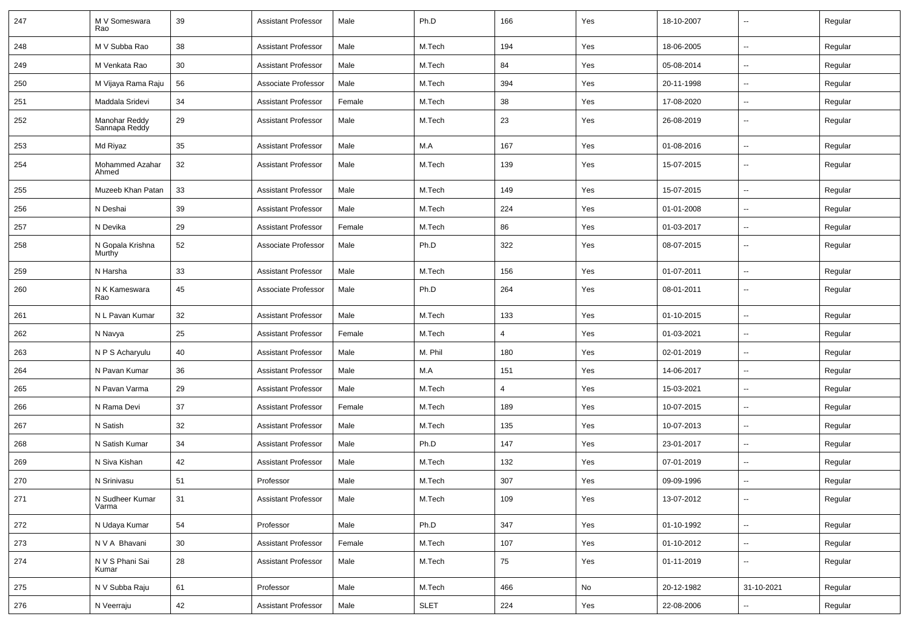| 247 | M V Someswara Rao | 39 | Assistant Professor | Male | Ph.D | 166 | Yes | 18-10-2007 | -- | Regular |
|---|---|---|---|---|---|---|---|---|---|---|
| 248 | M V Subba Rao | 38 | Assistant Professor | Male | M.Tech | 194 | Yes | 18-06-2005 | -- | Regular |
| 249 | M Venkata Rao | 30 | Assistant Professor | Male | M.Tech | 84 | Yes | 05-08-2014 | -- | Regular |
| 250 | M Vijaya Rama Raju | 56 | Associate Professor | Male | M.Tech | 394 | Yes | 20-11-1998 | -- | Regular |
| 251 | Maddala Sridevi | 34 | Assistant Professor | Female | M.Tech | 38 | Yes | 17-08-2020 | -- | Regular |
| 252 | Manohar Reddy Sannapa Reddy | 29 | Assistant Professor | Male | M.Tech | 23 | Yes | 26-08-2019 | -- | Regular |
| 253 | Md Riyaz | 35 | Assistant Professor | Male | M.A | 167 | Yes | 01-08-2016 | -- | Regular |
| 254 | Mohammed Azahar Ahmed | 32 | Assistant Professor | Male | M.Tech | 139 | Yes | 15-07-2015 | -- | Regular |
| 255 | Muzeeb Khan Patan | 33 | Assistant Professor | Male | M.Tech | 149 | Yes | 15-07-2015 | -- | Regular |
| 256 | N Deshai | 39 | Assistant Professor | Male | M.Tech | 224 | Yes | 01-01-2008 | -- | Regular |
| 257 | N Devika | 29 | Assistant Professor | Female | M.Tech | 86 | Yes | 01-03-2017 | -- | Regular |
| 258 | N Gopala Krishna Murthy | 52 | Associate Professor | Male | Ph.D | 322 | Yes | 08-07-2015 | -- | Regular |
| 259 | N Harsha | 33 | Assistant Professor | Male | M.Tech | 156 | Yes | 01-07-2011 | -- | Regular |
| 260 | N K Kameswara Rao | 45 | Associate Professor | Male | Ph.D | 264 | Yes | 08-01-2011 | -- | Regular |
| 261 | N L Pavan Kumar | 32 | Assistant Professor | Male | M.Tech | 133 | Yes | 01-10-2015 | -- | Regular |
| 262 | N Navya | 25 | Assistant Professor | Female | M.Tech | 4 | Yes | 01-03-2021 | -- | Regular |
| 263 | N P S Acharyulu | 40 | Assistant Professor | Male | M. Phil | 180 | Yes | 02-01-2019 | -- | Regular |
| 264 | N Pavan Kumar | 36 | Assistant Professor | Male | M.A | 151 | Yes | 14-06-2017 | -- | Regular |
| 265 | N Pavan Varma | 29 | Assistant Professor | Male | M.Tech | 4 | Yes | 15-03-2021 | -- | Regular |
| 266 | N Rama Devi | 37 | Assistant Professor | Female | M.Tech | 189 | Yes | 10-07-2015 | -- | Regular |
| 267 | N Satish | 32 | Assistant Professor | Male | M.Tech | 135 | Yes | 10-07-2013 | -- | Regular |
| 268 | N Satish Kumar | 34 | Assistant Professor | Male | Ph.D | 147 | Yes | 23-01-2017 | -- | Regular |
| 269 | N Siva Kishan | 42 | Assistant Professor | Male | M.Tech | 132 | Yes | 07-01-2019 | -- | Regular |
| 270 | N Srinivasu | 51 | Professor | Male | M.Tech | 307 | Yes | 09-09-1996 | -- | Regular |
| 271 | N Sudheer Kumar Varma | 31 | Assistant Professor | Male | M.Tech | 109 | Yes | 13-07-2012 | -- | Regular |
| 272 | N Udaya Kumar | 54 | Professor | Male | Ph.D | 347 | Yes | 01-10-1992 | -- | Regular |
| 273 | N V A Bhavani | 30 | Assistant Professor | Female | M.Tech | 107 | Yes | 01-10-2012 | -- | Regular |
| 274 | N V S Phani Sai Kumar | 28 | Assistant Professor | Male | M.Tech | 75 | Yes | 01-11-2019 | -- | Regular |
| 275 | N V Subba Raju | 61 | Professor | Male | M.Tech | 466 | No | 20-12-1982 | 31-10-2021 | Regular |
| 276 | N Veerraju | 42 | Assistant Professor | Male | SLET | 224 | Yes | 22-08-2006 | -- | Regular |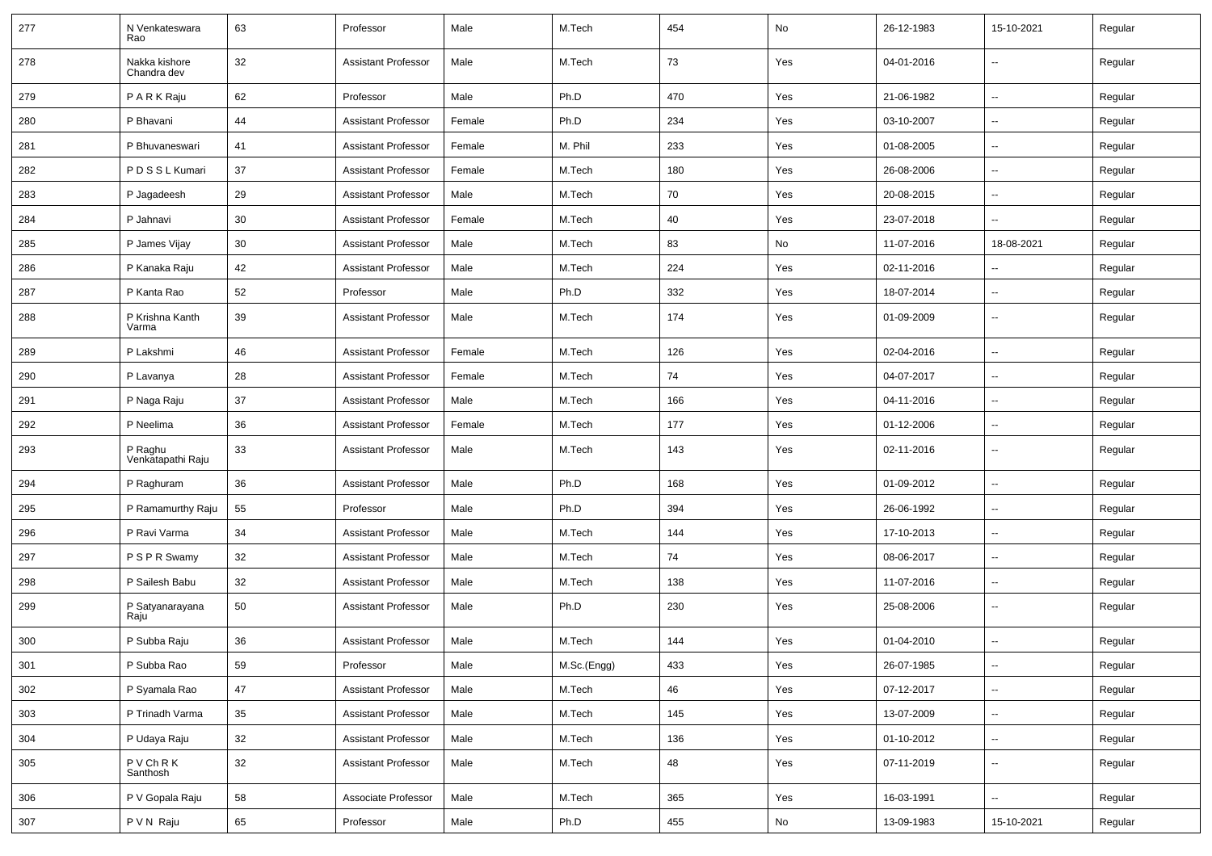| 277 | N Venkateswara Rao | 63 | Professor | Male | M.Tech | 454 | No | 26-12-1983 | 15-10-2021 | Regular |
|---|---|---|---|---|---|---|---|---|---|---|
| 278 | Nakka kishore Chandra dev | 32 | Assistant Professor | Male | M.Tech | 73 | Yes | 04-01-2016 | -- | Regular |
| 279 | P A R K Raju | 62 | Professor | Male | Ph.D | 470 | Yes | 21-06-1982 | -- | Regular |
| 280 | P Bhavani | 44 | Assistant Professor | Female | Ph.D | 234 | Yes | 03-10-2007 | -- | Regular |
| 281 | P Bhuvaneswari | 41 | Assistant Professor | Female | M. Phil | 233 | Yes | 01-08-2005 | -- | Regular |
| 282 | P D S S L Kumari | 37 | Assistant Professor | Female | M.Tech | 180 | Yes | 26-08-2006 | -- | Regular |
| 283 | P Jagadeesh | 29 | Assistant Professor | Male | M.Tech | 70 | Yes | 20-08-2015 | -- | Regular |
| 284 | P Jahnavi | 30 | Assistant Professor | Female | M.Tech | 40 | Yes | 23-07-2018 | -- | Regular |
| 285 | P James Vijay | 30 | Assistant Professor | Male | M.Tech | 83 | No | 11-07-2016 | 18-08-2021 | Regular |
| 286 | P Kanaka Raju | 42 | Assistant Professor | Male | M.Tech | 224 | Yes | 02-11-2016 | -- | Regular |
| 287 | P Kanta Rao | 52 | Professor | Male | Ph.D | 332 | Yes | 18-07-2014 | -- | Regular |
| 288 | P Krishna Kanth Varma | 39 | Assistant Professor | Male | M.Tech | 174 | Yes | 01-09-2009 | -- | Regular |
| 289 | P Lakshmi | 46 | Assistant Professor | Female | M.Tech | 126 | Yes | 02-04-2016 | -- | Regular |
| 290 | P Lavanya | 28 | Assistant Professor | Female | M.Tech | 74 | Yes | 04-07-2017 | -- | Regular |
| 291 | P Naga Raju | 37 | Assistant Professor | Male | M.Tech | 166 | Yes | 04-11-2016 | -- | Regular |
| 292 | P Neelima | 36 | Assistant Professor | Female | M.Tech | 177 | Yes | 01-12-2006 | -- | Regular |
| 293 | P Raghu Venkatapathi Raju | 33 | Assistant Professor | Male | M.Tech | 143 | Yes | 02-11-2016 | -- | Regular |
| 294 | P Raghuram | 36 | Assistant Professor | Male | Ph.D | 168 | Yes | 01-09-2012 | -- | Regular |
| 295 | P Ramamurthy Raju | 55 | Professor | Male | Ph.D | 394 | Yes | 26-06-1992 | -- | Regular |
| 296 | P Ravi Varma | 34 | Assistant Professor | Male | M.Tech | 144 | Yes | 17-10-2013 | -- | Regular |
| 297 | P S P R Swamy | 32 | Assistant Professor | Male | M.Tech | 74 | Yes | 08-06-2017 | -- | Regular |
| 298 | P Sailesh Babu | 32 | Assistant Professor | Male | M.Tech | 138 | Yes | 11-07-2016 | -- | Regular |
| 299 | P Satyanarayana Raju | 50 | Assistant Professor | Male | Ph.D | 230 | Yes | 25-08-2006 | -- | Regular |
| 300 | P Subba Raju | 36 | Assistant Professor | Male | M.Tech | 144 | Yes | 01-04-2010 | -- | Regular |
| 301 | P Subba Rao | 59 | Professor | Male | M.Sc.(Engg) | 433 | Yes | 26-07-1985 | -- | Regular |
| 302 | P Syamala Rao | 47 | Assistant Professor | Male | M.Tech | 46 | Yes | 07-12-2017 | -- | Regular |
| 303 | P Trinadh Varma | 35 | Assistant Professor | Male | M.Tech | 145 | Yes | 13-07-2009 | -- | Regular |
| 304 | P Udaya Raju | 32 | Assistant Professor | Male | M.Tech | 136 | Yes | 01-10-2012 | -- | Regular |
| 305 | P V Ch R K Santhosh | 32 | Assistant Professor | Male | M.Tech | 48 | Yes | 07-11-2019 | -- | Regular |
| 306 | P V Gopala Raju | 58 | Associate Professor | Male | M.Tech | 365 | Yes | 16-03-1991 | -- | Regular |
| 307 | P V N Raju | 65 | Professor | Male | Ph.D | 455 | No | 13-09-1983 | 15-10-2021 | Regular |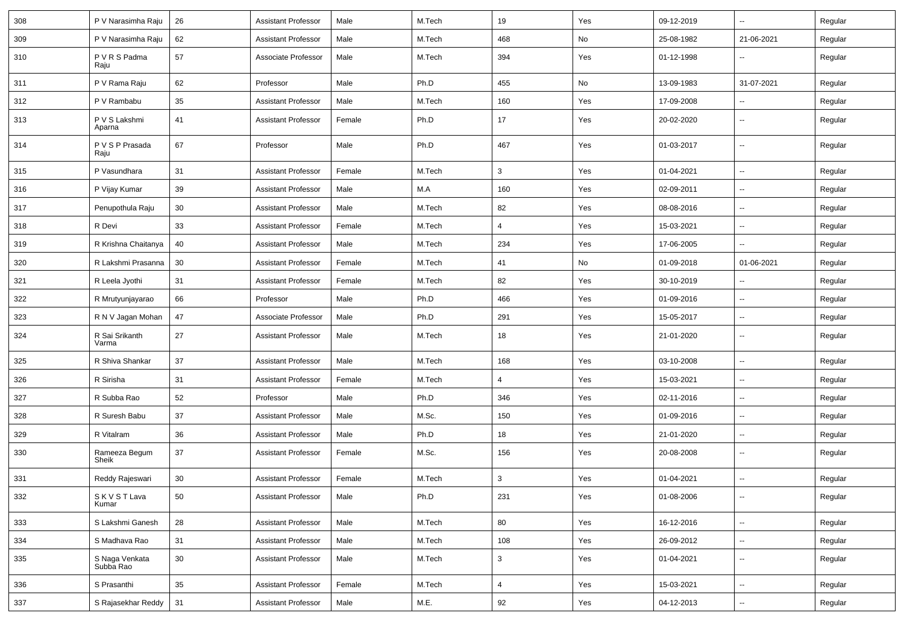| 308 | P V Narasimha Raju | 26 | Assistant Professor | Male | M.Tech | 19 | Yes | 09-12-2019 | -- | Regular |
|---|---|---|---|---|---|---|---|---|---|---|
| 309 | P V Narasimha Raju | 62 | Assistant Professor | Male | M.Tech | 468 | No | 25-08-1982 | 21-06-2021 | Regular |
| 310 | P V R S Padma Raju | 57 | Associate Professor | Male | M.Tech | 394 | Yes | 01-12-1998 | -- | Regular |
| 311 | P V Rama Raju | 62 | Professor | Male | Ph.D | 455 | No | 13-09-1983 | 31-07-2021 | Regular |
| 312 | P V Rambabu | 35 | Assistant Professor | Male | M.Tech | 160 | Yes | 17-09-2008 | -- | Regular |
| 313 | P V S Lakshmi Aparna | 41 | Assistant Professor | Female | Ph.D | 17 | Yes | 20-02-2020 | -- | Regular |
| 314 | P V S P Prasada Raju | 67 | Professor | Male | Ph.D | 467 | Yes | 01-03-2017 | -- | Regular |
| 315 | P Vasundhara | 31 | Assistant Professor | Female | M.Tech | 3 | Yes | 01-04-2021 | -- | Regular |
| 316 | P Vijay Kumar | 39 | Assistant Professor | Male | M.A | 160 | Yes | 02-09-2011 | -- | Regular |
| 317 | Penupothula Raju | 30 | Assistant Professor | Male | M.Tech | 82 | Yes | 08-08-2016 | -- | Regular |
| 318 | R Devi | 33 | Assistant Professor | Female | M.Tech | 4 | Yes | 15-03-2021 | -- | Regular |
| 319 | R Krishna Chaitanya | 40 | Assistant Professor | Male | M.Tech | 234 | Yes | 17-06-2005 | -- | Regular |
| 320 | R Lakshmi Prasanna | 30 | Assistant Professor | Female | M.Tech | 41 | No | 01-09-2018 | 01-06-2021 | Regular |
| 321 | R Leela Jyothi | 31 | Assistant Professor | Female | M.Tech | 82 | Yes | 30-10-2019 | -- | Regular |
| 322 | R Mrutyunjayarao | 66 | Professor | Male | Ph.D | 466 | Yes | 01-09-2016 | -- | Regular |
| 323 | R N V Jagan Mohan | 47 | Associate Professor | Male | Ph.D | 291 | Yes | 15-05-2017 | -- | Regular |
| 324 | R Sai Srikanth Varma | 27 | Assistant Professor | Male | M.Tech | 18 | Yes | 21-01-2020 | -- | Regular |
| 325 | R Shiva Shankar | 37 | Assistant Professor | Male | M.Tech | 168 | Yes | 03-10-2008 | -- | Regular |
| 326 | R Sirisha | 31 | Assistant Professor | Female | M.Tech | 4 | Yes | 15-03-2021 | -- | Regular |
| 327 | R Subba Rao | 52 | Professor | Male | Ph.D | 346 | Yes | 02-11-2016 | -- | Regular |
| 328 | R Suresh Babu | 37 | Assistant Professor | Male | M.Sc. | 150 | Yes | 01-09-2016 | -- | Regular |
| 329 | R Vitalram | 36 | Assistant Professor | Male | Ph.D | 18 | Yes | 21-01-2020 | -- | Regular |
| 330 | Rameeza Begum Sheik | 37 | Assistant Professor | Female | M.Sc. | 156 | Yes | 20-08-2008 | -- | Regular |
| 331 | Reddy Rajeswari | 30 | Assistant Professor | Female | M.Tech | 3 | Yes | 01-04-2021 | -- | Regular |
| 332 | S K V S T Lava Kumar | 50 | Assistant Professor | Male | Ph.D | 231 | Yes | 01-08-2006 | -- | Regular |
| 333 | S Lakshmi Ganesh | 28 | Assistant Professor | Male | M.Tech | 80 | Yes | 16-12-2016 | -- | Regular |
| 334 | S Madhava Rao | 31 | Assistant Professor | Male | M.Tech | 108 | Yes | 26-09-2012 | -- | Regular |
| 335 | S Naga Venkata Subba Rao | 30 | Assistant Professor | Male | M.Tech | 3 | Yes | 01-04-2021 | -- | Regular |
| 336 | S Prasanthi | 35 | Assistant Professor | Female | M.Tech | 4 | Yes | 15-03-2021 | -- | Regular |
| 337 | S Rajasekhar Reddy | 31 | Assistant Professor | Male | M.E. | 92 | Yes | 04-12-2013 | -- | Regular |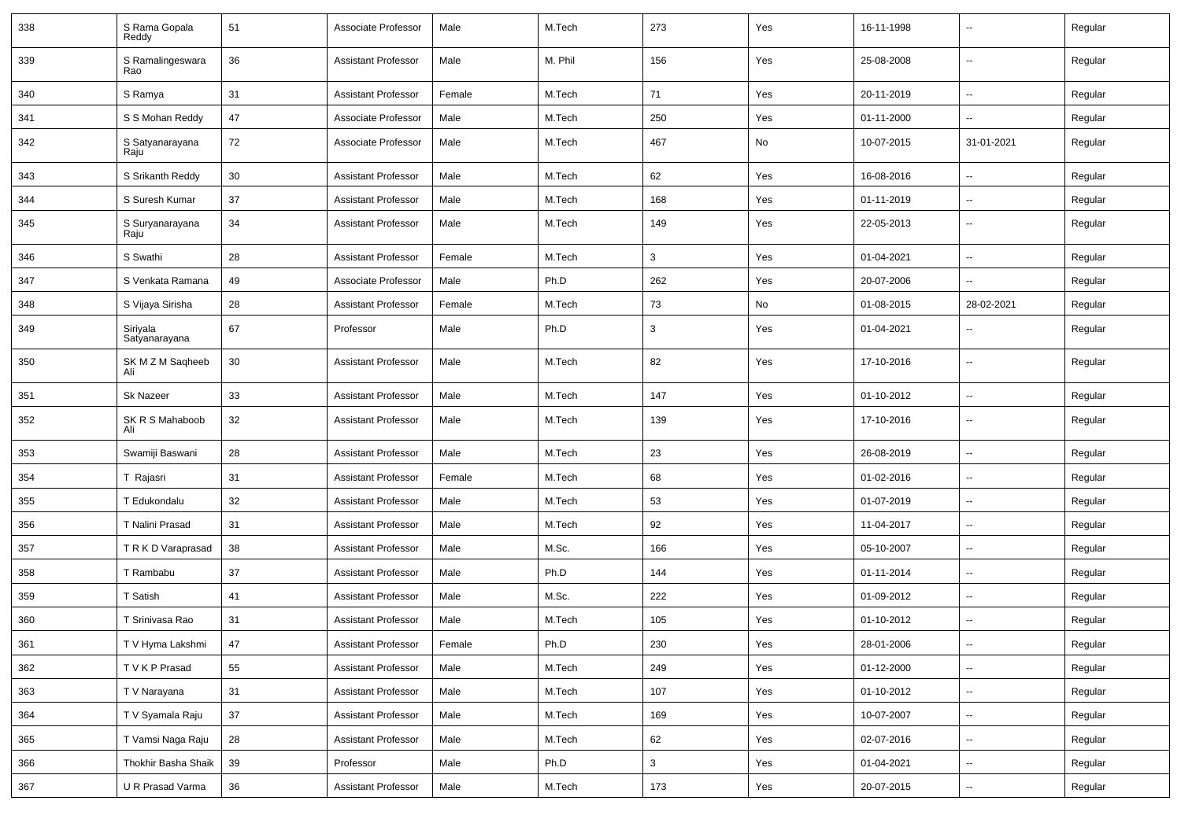| 338 | S Rama Gopala Reddy | 51 | Associate Professor | Male | M.Tech | 273 | Yes | 16-11-1998 | -- | Regular |
|---|---|---|---|---|---|---|---|---|---|---|
| 339 | S Ramalingeswara Rao | 36 | Assistant Professor | Male | M. Phil | 156 | Yes | 25-08-2008 | -- | Regular |
| 340 | S Ramya | 31 | Assistant Professor | Female | M.Tech | 71 | Yes | 20-11-2019 | -- | Regular |
| 341 | S S Mohan Reddy | 47 | Associate Professor | Male | M.Tech | 250 | Yes | 01-11-2000 | -- | Regular |
| 342 | S Satyanarayana Raju | 72 | Associate Professor | Male | M.Tech | 467 | No | 10-07-2015 | 31-01-2021 | Regular |
| 343 | S Srikanth Reddy | 30 | Assistant Professor | Male | M.Tech | 62 | Yes | 16-08-2016 | -- | Regular |
| 344 | S Suresh Kumar | 37 | Assistant Professor | Male | M.Tech | 168 | Yes | 01-11-2019 | -- | Regular |
| 345 | S Suryanarayana Raju | 34 | Assistant Professor | Male | M.Tech | 149 | Yes | 22-05-2013 | -- | Regular |
| 346 | S Swathi | 28 | Assistant Professor | Female | M.Tech | 3 | Yes | 01-04-2021 | -- | Regular |
| 347 | S Venkata Ramana | 49 | Associate Professor | Male | Ph.D | 262 | Yes | 20-07-2006 | -- | Regular |
| 348 | S Vijaya Sirisha | 28 | Assistant Professor | Female | M.Tech | 73 | No | 01-08-2015 | 28-02-2021 | Regular |
| 349 | Siriyala Satyanarayana | 67 | Professor | Male | Ph.D | 3 | Yes | 01-04-2021 | -- | Regular |
| 350 | SK M Z M Saqheeb Ali | 30 | Assistant Professor | Male | M.Tech | 82 | Yes | 17-10-2016 | -- | Regular |
| 351 | Sk Nazeer | 33 | Assistant Professor | Male | M.Tech | 147 | Yes | 01-10-2012 | -- | Regular |
| 352 | SK R S Mahaboob Ali | 32 | Assistant Professor | Male | M.Tech | 139 | Yes | 17-10-2016 | -- | Regular |
| 353 | Swamiji Baswani | 28 | Assistant Professor | Male | M.Tech | 23 | Yes | 26-08-2019 | -- | Regular |
| 354 | T Rajasri | 31 | Assistant Professor | Female | M.Tech | 68 | Yes | 01-02-2016 | -- | Regular |
| 355 | T Edukondalu | 32 | Assistant Professor | Male | M.Tech | 53 | Yes | 01-07-2019 | -- | Regular |
| 356 | T Nalini Prasad | 31 | Assistant Professor | Male | M.Tech | 92 | Yes | 11-04-2017 | -- | Regular |
| 357 | T R K D Varaprasad | 38 | Assistant Professor | Male | M.Sc. | 166 | Yes | 05-10-2007 | -- | Regular |
| 358 | T Rambabu | 37 | Assistant Professor | Male | Ph.D | 144 | Yes | 01-11-2014 | -- | Regular |
| 359 | T Satish | 41 | Assistant Professor | Male | M.Sc. | 222 | Yes | 01-09-2012 | -- | Regular |
| 360 | T Srinivasa Rao | 31 | Assistant Professor | Male | M.Tech | 105 | Yes | 01-10-2012 | -- | Regular |
| 361 | T V Hyma Lakshmi | 47 | Assistant Professor | Female | Ph.D | 230 | Yes | 28-01-2006 | -- | Regular |
| 362 | T V K P Prasad | 55 | Assistant Professor | Male | M.Tech | 249 | Yes | 01-12-2000 | -- | Regular |
| 363 | T V Narayana | 31 | Assistant Professor | Male | M.Tech | 107 | Yes | 01-10-2012 | -- | Regular |
| 364 | T V Syamala Raju | 37 | Assistant Professor | Male | M.Tech | 169 | Yes | 10-07-2007 | -- | Regular |
| 365 | T Vamsi Naga Raju | 28 | Assistant Professor | Male | M.Tech | 62 | Yes | 02-07-2016 | -- | Regular |
| 366 | Thokhir Basha Shaik | 39 | Professor | Male | Ph.D | 3 | Yes | 01-04-2021 | -- | Regular |
| 367 | U R Prasad Varma | 36 | Assistant Professor | Male | M.Tech | 173 | Yes | 20-07-2015 | -- | Regular |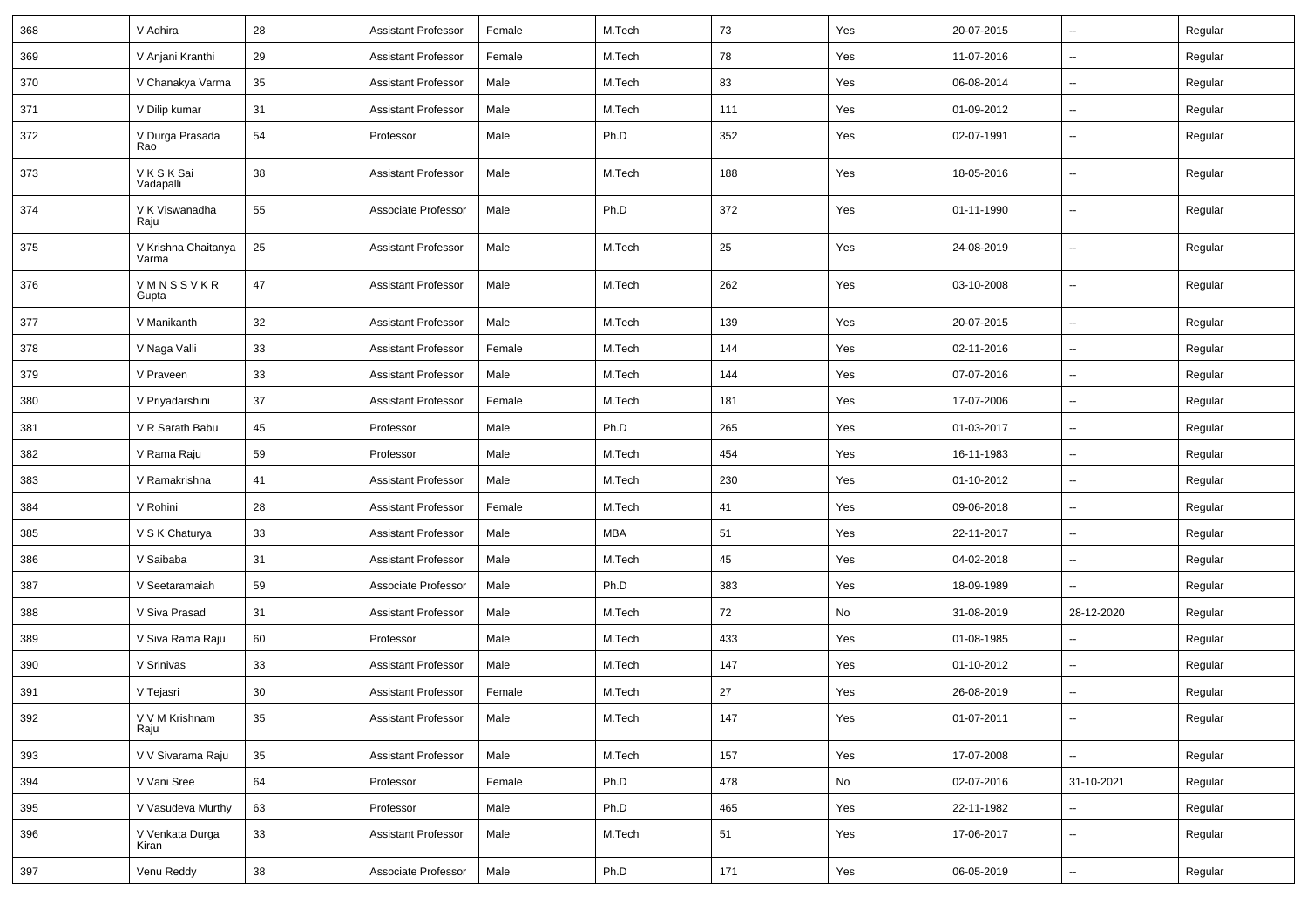| 368 | V Adhira | 28 | Assistant Professor | Female | M.Tech | 73 | Yes | 20-07-2015 | -- | Regular |
|---|---|---|---|---|---|---|---|---|---|---|
| 369 | V Anjani Kranthi | 29 | Assistant Professor | Female | M.Tech | 78 | Yes | 11-07-2016 | -- | Regular |
| 370 | V Chanakya Varma | 35 | Assistant Professor | Male | M.Tech | 83 | Yes | 06-08-2014 | -- | Regular |
| 371 | V Dilip kumar | 31 | Assistant Professor | Male | M.Tech | 111 | Yes | 01-09-2012 | -- | Regular |
| 372 | V Durga Prasada Rao | 54 | Professor | Male | Ph.D | 352 | Yes | 02-07-1991 | -- | Regular |
| 373 | V K S K Sai Vadapalli | 38 | Assistant Professor | Male | M.Tech | 188 | Yes | 18-05-2016 | -- | Regular |
| 374 | V K Viswanadha Raju | 55 | Associate Professor | Male | Ph.D | 372 | Yes | 01-11-1990 | -- | Regular |
| 375 | V Krishna Chaitanya Varma | 25 | Assistant Professor | Male | M.Tech | 25 | Yes | 24-08-2019 | -- | Regular |
| 376 | V M N S S V K R Gupta | 47 | Assistant Professor | Male | M.Tech | 262 | Yes | 03-10-2008 | -- | Regular |
| 377 | V Manikanth | 32 | Assistant Professor | Male | M.Tech | 139 | Yes | 20-07-2015 | -- | Regular |
| 378 | V Naga Valli | 33 | Assistant Professor | Female | M.Tech | 144 | Yes | 02-11-2016 | -- | Regular |
| 379 | V Praveen | 33 | Assistant Professor | Male | M.Tech | 144 | Yes | 07-07-2016 | -- | Regular |
| 380 | V Priyadarshini | 37 | Assistant Professor | Female | M.Tech | 181 | Yes | 17-07-2006 | -- | Regular |
| 381 | V R Sarath Babu | 45 | Professor | Male | Ph.D | 265 | Yes | 01-03-2017 | -- | Regular |
| 382 | V Rama Raju | 59 | Professor | Male | M.Tech | 454 | Yes | 16-11-1983 | -- | Regular |
| 383 | V Ramakrishna | 41 | Assistant Professor | Male | M.Tech | 230 | Yes | 01-10-2012 | -- | Regular |
| 384 | V Rohini | 28 | Assistant Professor | Female | M.Tech | 41 | Yes | 09-06-2018 | -- | Regular |
| 385 | V S K Chaturya | 33 | Assistant Professor | Male | MBA | 51 | Yes | 22-11-2017 | -- | Regular |
| 386 | V Saibaba | 31 | Assistant Professor | Male | M.Tech | 45 | Yes | 04-02-2018 | -- | Regular |
| 387 | V Seetaramaiah | 59 | Associate Professor | Male | Ph.D | 383 | Yes | 18-09-1989 | -- | Regular |
| 388 | V Siva Prasad | 31 | Assistant Professor | Male | M.Tech | 72 | No | 31-08-2019 | 28-12-2020 | Regular |
| 389 | V Siva Rama Raju | 60 | Professor | Male | M.Tech | 433 | Yes | 01-08-1985 | -- | Regular |
| 390 | V Srinivas | 33 | Assistant Professor | Male | M.Tech | 147 | Yes | 01-10-2012 | -- | Regular |
| 391 | V Tejasri | 30 | Assistant Professor | Female | M.Tech | 27 | Yes | 26-08-2019 | -- | Regular |
| 392 | V V M Krishnam Raju | 35 | Assistant Professor | Male | M.Tech | 147 | Yes | 01-07-2011 | -- | Regular |
| 393 | V V Sivarama Raju | 35 | Assistant Professor | Male | M.Tech | 157 | Yes | 17-07-2008 | -- | Regular |
| 394 | V Vani Sree | 64 | Professor | Female | Ph.D | 478 | No | 02-07-2016 | 31-10-2021 | Regular |
| 395 | V Vasudeva Murthy | 63 | Professor | Male | Ph.D | 465 | Yes | 22-11-1982 | -- | Regular |
| 396 | V Venkata Durga Kiran | 33 | Assistant Professor | Male | M.Tech | 51 | Yes | 17-06-2017 | -- | Regular |
| 397 | Venu Reddy | 38 | Associate Professor | Male | Ph.D | 171 | Yes | 06-05-2019 | -- | Regular |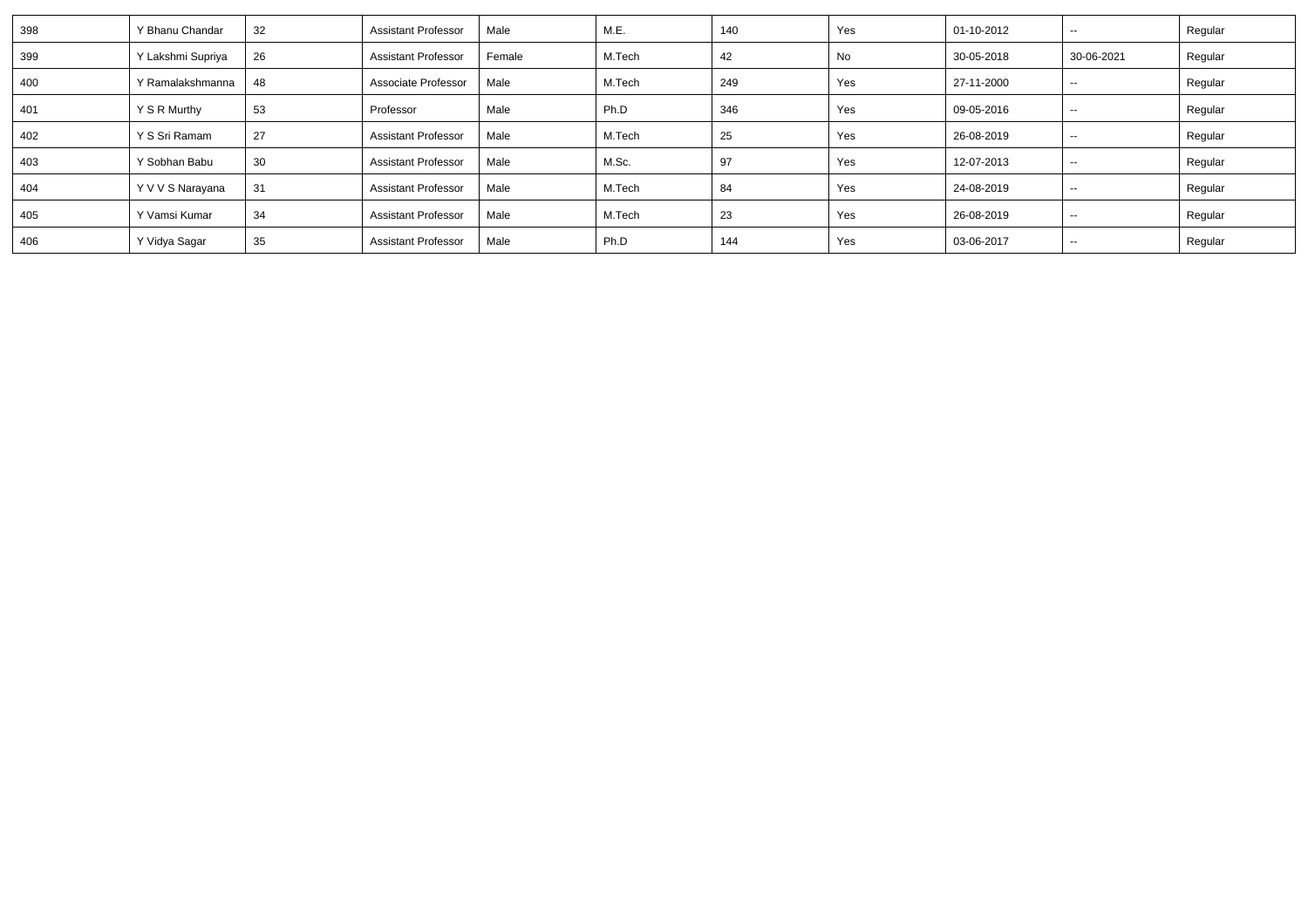| | | | | | | | | | | |
|---|---|---|---|---|---|---|---|---|---|---|
| 398 | Y Bhanu Chandar | 32 | Assistant Professor | Male | M.E. | 140 | Yes | 01-10-2012 | -- | Regular |
| 399 | Y Lakshmi Supriya | 26 | Assistant Professor | Female | M.Tech | 42 | No | 30-05-2018 | 30-06-2021 | Regular |
| 400 | Y Ramalakshmanna | 48 | Associate Professor | Male | M.Tech | 249 | Yes | 27-11-2000 | -- | Regular |
| 401 | Y S R Murthy | 53 | Professor | Male | Ph.D | 346 | Yes | 09-05-2016 | -- | Regular |
| 402 | Y S Sri Ramam | 27 | Assistant Professor | Male | M.Tech | 25 | Yes | 26-08-2019 | -- | Regular |
| 403 | Y Sobhan Babu | 30 | Assistant Professor | Male | M.Sc. | 97 | Yes | 12-07-2013 | -- | Regular |
| 404 | Y V V S Narayana | 31 | Assistant Professor | Male | M.Tech | 84 | Yes | 24-08-2019 | -- | Regular |
| 405 | Y Vamsi Kumar | 34 | Assistant Professor | Male | M.Tech | 23 | Yes | 26-08-2019 | -- | Regular |
| 406 | Y Vidya Sagar | 35 | Assistant Professor | Male | Ph.D | 144 | Yes | 03-06-2017 | -- | Regular |